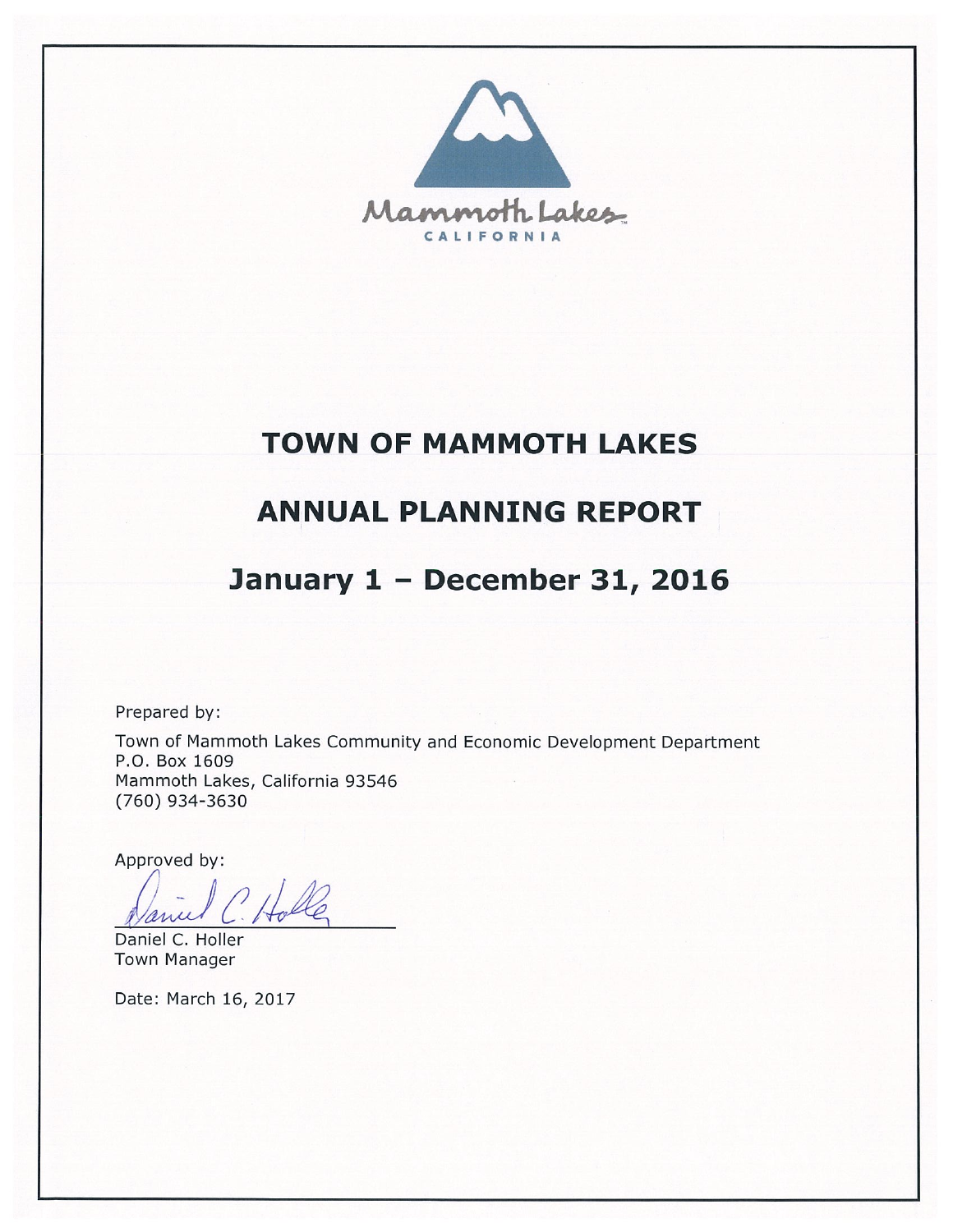Mammoth Lakes
CALIFORNIA

# TOWN OF MAMMOTH LAKES

# ANNUAL PLANNING REPORT

# January 1 – December 31, 2016

Prepared by:

Town of Mammoth Lakes Community and Economic Development Department
P.O. Box 1609
Mammoth Lakes, California 93546
(760) 934-3630

Approved by:

Daniel C. Holler
Town Manager

Date: March 16, 2017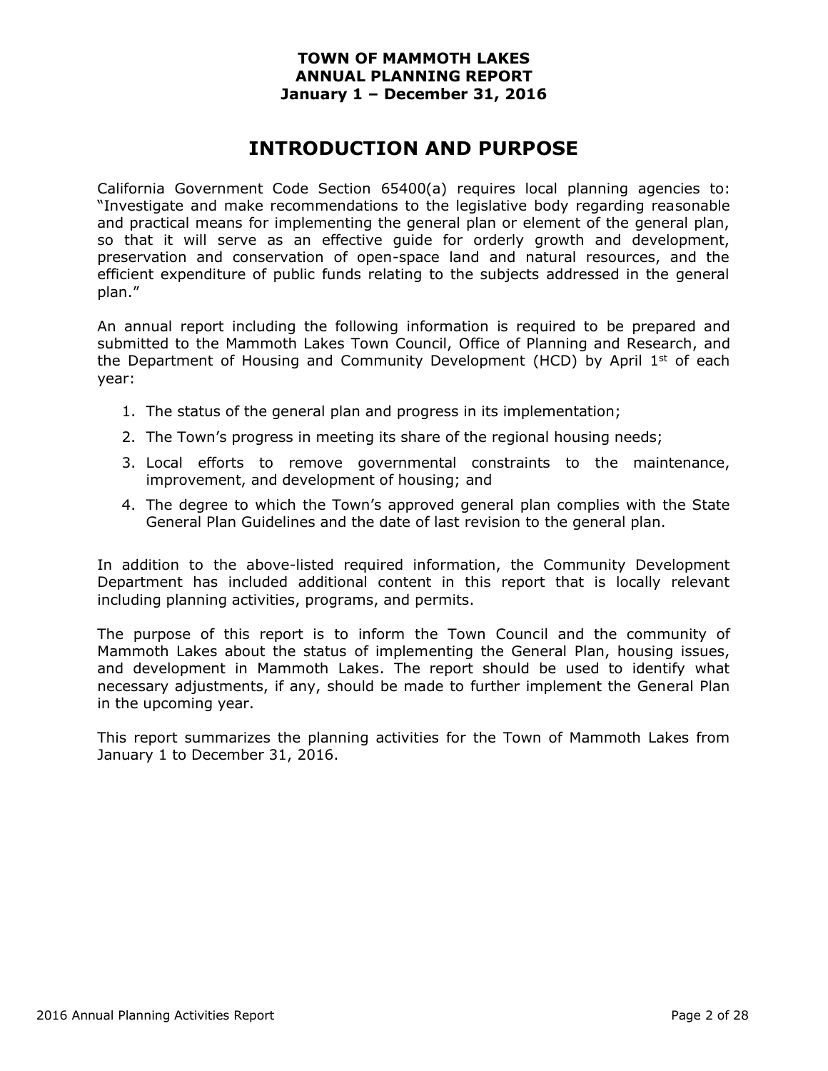**TOWN OF MAMMOTH LAKES**
**ANNUAL PLANNING REPORT**
**January 1 – December 31, 2016**

# INTRODUCTION AND PURPOSE

California Government Code Section 65400(a) requires local planning agencies to: "Investigate and make recommendations to the legislative body regarding reasonable and practical means for implementing the general plan or element of the general plan, so that it will serve as an effective guide for orderly growth and development, preservation and conservation of open-space land and natural resources, and the efficient expenditure of public funds relating to the subjects addressed in the general plan."

An annual report including the following information is required to be prepared and submitted to the Mammoth Lakes Town Council, Office of Planning and Research, and the Department of Housing and Community Development (HCD) by April 1st of each year:

1. The status of the general plan and progress in its implementation;
2. The Town's progress in meeting its share of the regional housing needs;
3. Local efforts to remove governmental constraints to the maintenance, improvement, and development of housing; and
4. The degree to which the Town's approved general plan complies with the State General Plan Guidelines and the date of last revision to the general plan.

In addition to the above-listed required information, the Community Development Department has included additional content in this report that is locally relevant including planning activities, programs, and permits.

The purpose of this report is to inform the Town Council and the community of Mammoth Lakes about the status of implementing the General Plan, housing issues, and development in Mammoth Lakes. The report should be used to identify what necessary adjustments, if any, should be made to further implement the General Plan in the upcoming year.

This report summarizes the planning activities for the Town of Mammoth Lakes from January 1 to December 31, 2016.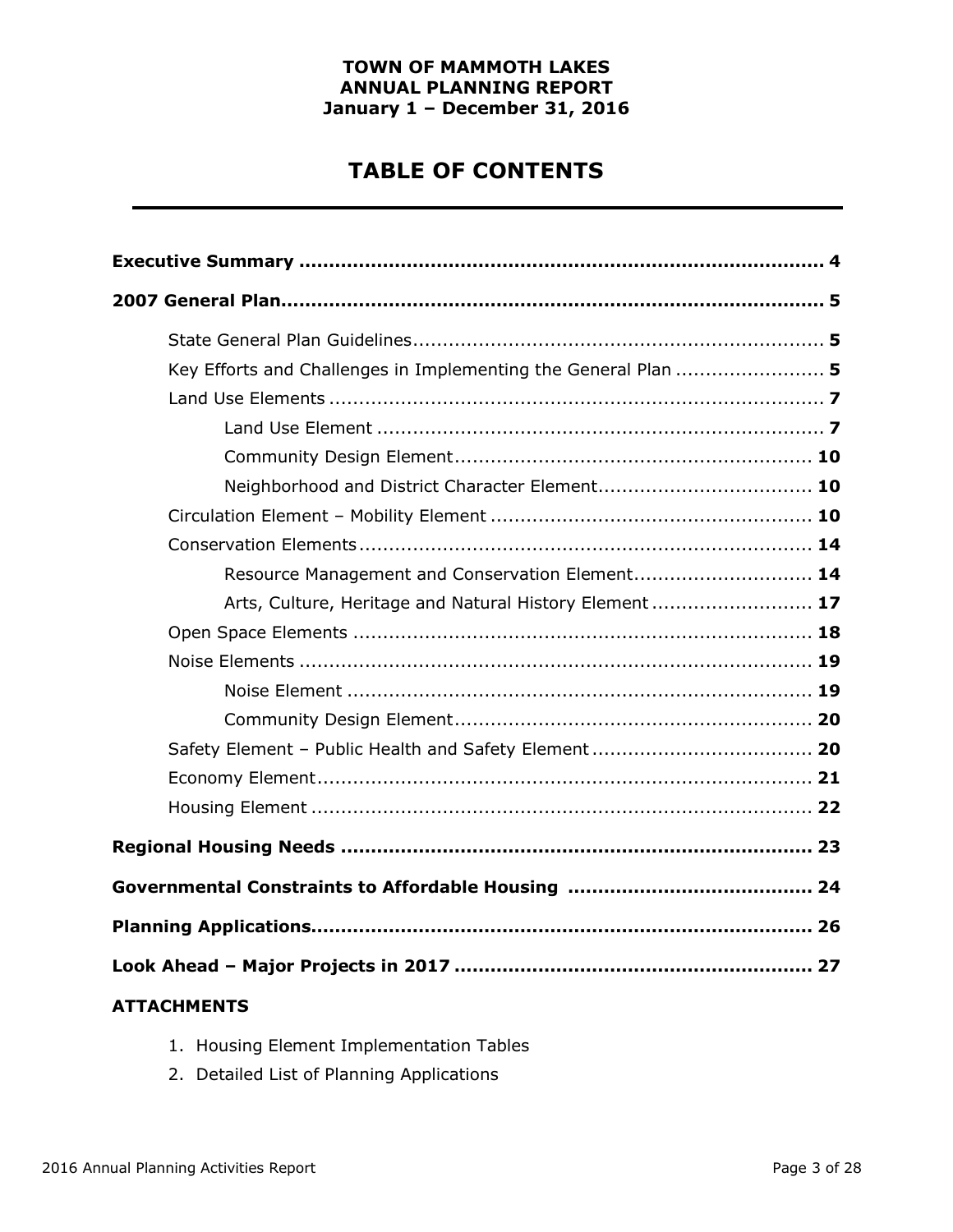**TOWN OF MAMMOTH LAKES**
**ANNUAL PLANNING REPORT**
**January 1 – December 31, 2016**

# TABLE OF CONTENTS

**Executive Summary** ........................................................................ **4**

**2007 General Plan** ........................................................................ **5**

- State General Plan Guidelines ........................................................ **5**
- Key Efforts and Challenges in Implementing the General Plan ........................ **5**
- Land Use Elements ........................................................................ **7**
  - Land Use Element ........................................................................ **7**
  - Community Design Element ........................................................ **10**
  - Neighborhood and District Character Element ........................................ **10**
- Circulation Element – Mobility Element ........................................................ **10**
- Conservation Elements ........................................................................ **14**
  - Resource Management and Conservation Element ........................................ **14**
  - Arts, Culture, Heritage and Natural History Element ........................................ **17**
- Open Space Elements ........................................................................ **18**
- Noise Elements ........................................................................ **19**
  - Noise Element ........................................................................ **19**
  - Community Design Element ........................................................ **20**
- Safety Element – Public Health and Safety Element ........................................ **20**
- Economy Element ........................................................................ **21**
- Housing Element ........................................................................ **22**

**Regional Housing Needs** ........................................................................ **23**

**Governmental Constraints to Affordable Housing** ........................................ **24**

**Planning Applications** ........................................................................ **26**

**Look Ahead – Major Projects in 2017** ........................................................ **27**

**ATTACHMENTS**

1. Housing Element Implementation Tables
2. Detailed List of Planning Applications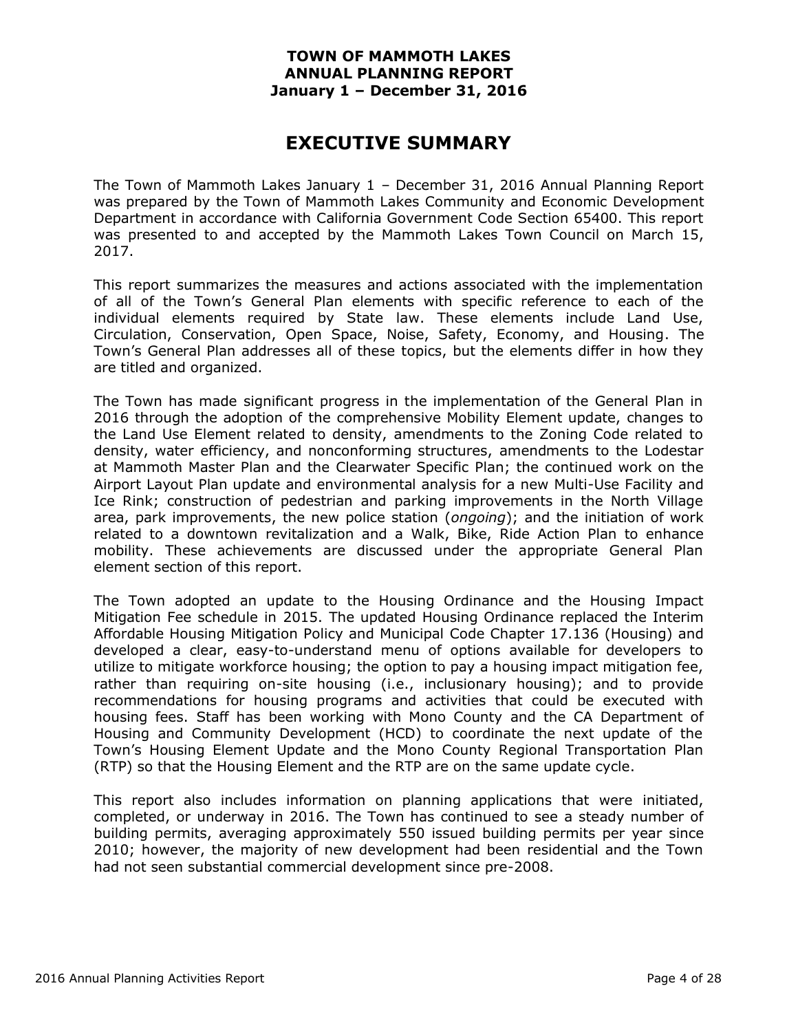**TOWN OF MAMMOTH LAKES**
**ANNUAL PLANNING REPORT**
**January 1 – December 31, 2016**

# EXECUTIVE SUMMARY

The Town of Mammoth Lakes January 1 – December 31, 2016 Annual Planning Report was prepared by the Town of Mammoth Lakes Community and Economic Development Department in accordance with California Government Code Section 65400. This report was presented to and accepted by the Mammoth Lakes Town Council on March 15, 2017.

This report summarizes the measures and actions associated with the implementation of all of the Town's General Plan elements with specific reference to each of the individual elements required by State law. These elements include Land Use, Circulation, Conservation, Open Space, Noise, Safety, Economy, and Housing. The Town's General Plan addresses all of these topics, but the elements differ in how they are titled and organized.

The Town has made significant progress in the implementation of the General Plan in 2016 through the adoption of the comprehensive Mobility Element update, changes to the Land Use Element related to density, amendments to the Zoning Code related to density, water efficiency, and nonconforming structures, amendments to the Lodestar at Mammoth Master Plan and the Clearwater Specific Plan; the continued work on the Airport Layout Plan update and environmental analysis for a new Multi-Use Facility and Ice Rink; construction of pedestrian and parking improvements in the North Village area, park improvements, the new police station (*ongoing*); and the initiation of work related to a downtown revitalization and a Walk, Bike, Ride Action Plan to enhance mobility. These achievements are discussed under the appropriate General Plan element section of this report.

The Town adopted an update to the Housing Ordinance and the Housing Impact Mitigation Fee schedule in 2015. The updated Housing Ordinance replaced the Interim Affordable Housing Mitigation Policy and Municipal Code Chapter 17.136 (Housing) and developed a clear, easy-to-understand menu of options available for developers to utilize to mitigate workforce housing; the option to pay a housing impact mitigation fee, rather than requiring on-site housing (i.e., inclusionary housing); and to provide recommendations for housing programs and activities that could be executed with housing fees. Staff has been working with Mono County and the CA Department of Housing and Community Development (HCD) to coordinate the next update of the Town's Housing Element Update and the Mono County Regional Transportation Plan (RTP) so that the Housing Element and the RTP are on the same update cycle.

This report also includes information on planning applications that were initiated, completed, or underway in 2016. The Town has continued to see a steady number of building permits, averaging approximately 550 issued building permits per year since 2010; however, the majority of new development had been residential and the Town had not seen substantial commercial development since pre-2008.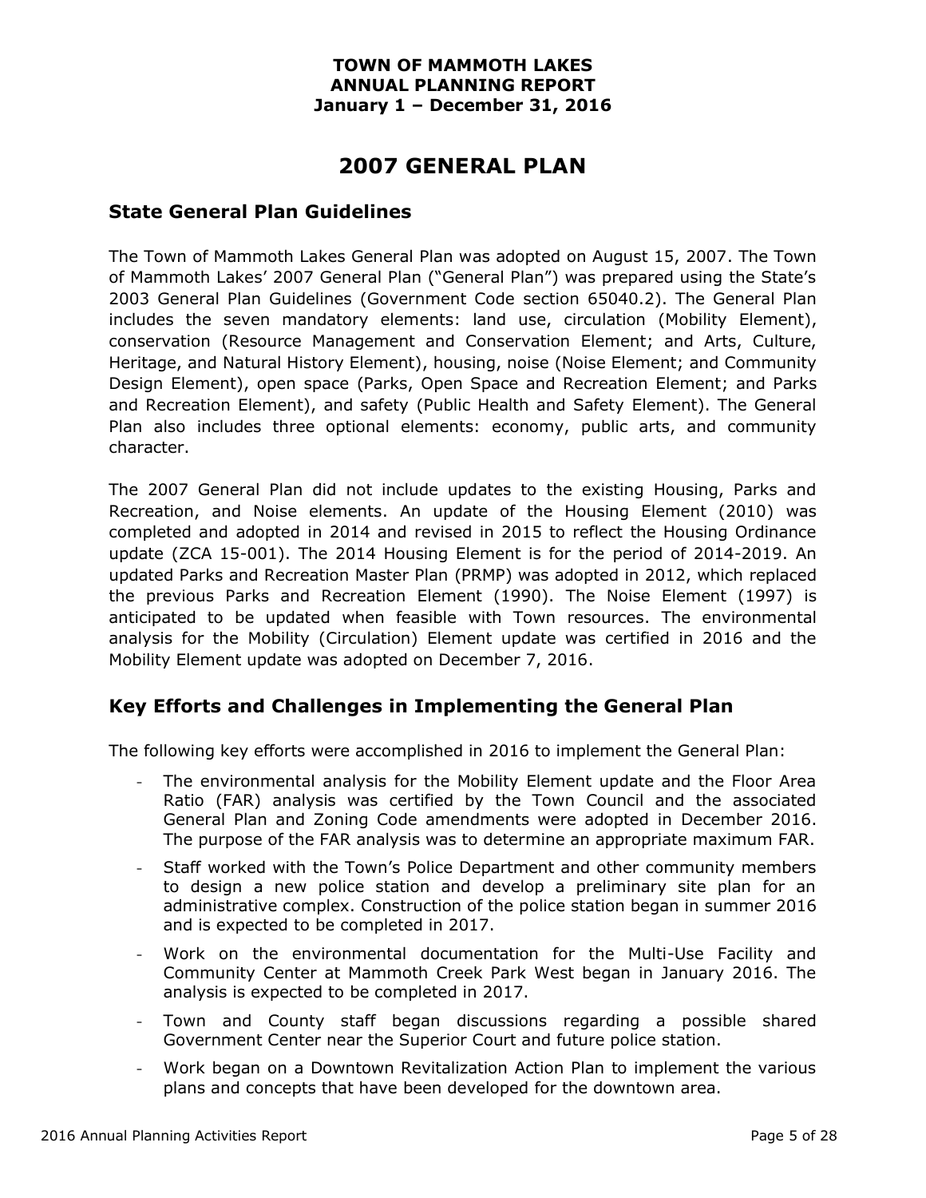**TOWN OF MAMMOTH LAKES**
**ANNUAL PLANNING REPORT**
**January 1 – December 31, 2016**

# 2007 GENERAL PLAN

## State General Plan Guidelines

The Town of Mammoth Lakes General Plan was adopted on August 15, 2007. The Town of Mammoth Lakes' 2007 General Plan ("General Plan") was prepared using the State's 2003 General Plan Guidelines (Government Code section 65040.2). The General Plan includes the seven mandatory elements: land use, circulation (Mobility Element), conservation (Resource Management and Conservation Element; and Arts, Culture, Heritage, and Natural History Element), housing, noise (Noise Element; and Community Design Element), open space (Parks, Open Space and Recreation Element; and Parks and Recreation Element), and safety (Public Health and Safety Element). The General Plan also includes three optional elements: economy, public arts, and community character.

The 2007 General Plan did not include updates to the existing Housing, Parks and Recreation, and Noise elements. An update of the Housing Element (2010) was completed and adopted in 2014 and revised in 2015 to reflect the Housing Ordinance update (ZCA 15-001). The 2014 Housing Element is for the period of 2014-2019. An updated Parks and Recreation Master Plan (PRMP) was adopted in 2012, which replaced the previous Parks and Recreation Element (1990). The Noise Element (1997) is anticipated to be updated when feasible with Town resources. The environmental analysis for the Mobility (Circulation) Element update was certified in 2016 and the Mobility Element update was adopted on December 7, 2016.

## Key Efforts and Challenges in Implementing the General Plan

The following key efforts were accomplished in 2016 to implement the General Plan:

- The environmental analysis for the Mobility Element update and the Floor Area Ratio (FAR) analysis was certified by the Town Council and the associated General Plan and Zoning Code amendments were adopted in December 2016. The purpose of the FAR analysis was to determine an appropriate maximum FAR.
- Staff worked with the Town's Police Department and other community members to design a new police station and develop a preliminary site plan for an administrative complex. Construction of the police station began in summer 2016 and is expected to be completed in 2017.
- Work on the environmental documentation for the Multi-Use Facility and Community Center at Mammoth Creek Park West began in January 2016. The analysis is expected to be completed in 2017.
- Town and County staff began discussions regarding a possible shared Government Center near the Superior Court and future police station.
- Work began on a Downtown Revitalization Action Plan to implement the various plans and concepts that have been developed for the downtown area.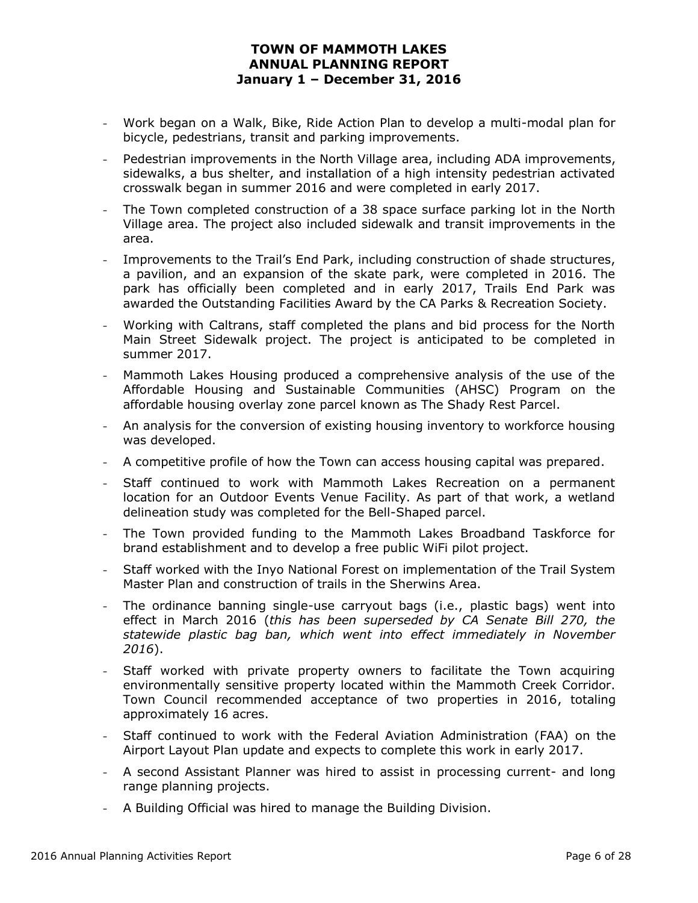- Work began on a Walk, Bike, Ride Action Plan to develop a multi-modal plan for bicycle, pedestrians, transit and parking improvements.
- Pedestrian improvements in the North Village area, including ADA improvements, sidewalks, a bus shelter, and installation of a high intensity pedestrian activated crosswalk began in summer 2016 and were completed in early 2017.
- The Town completed construction of a 38 space surface parking lot in the North Village area. The project also included sidewalk and transit improvements in the area.
- Improvements to the Trail's End Park, including construction of shade structures, a pavilion, and an expansion of the skate park, were completed in 2016. The park has officially been completed and in early 2017, Trails End Park was awarded the Outstanding Facilities Award by the CA Parks & Recreation Society.
- Working with Caltrans, staff completed the plans and bid process for the North Main Street Sidewalk project. The project is anticipated to be completed in summer 2017.
- Mammoth Lakes Housing produced a comprehensive analysis of the use of the Affordable Housing and Sustainable Communities (AHSC) Program on the affordable housing overlay zone parcel known as The Shady Rest Parcel.
- An analysis for the conversion of existing housing inventory to workforce housing was developed.
- A competitive profile of how the Town can access housing capital was prepared.
- Staff continued to work with Mammoth Lakes Recreation on a permanent location for an Outdoor Events Venue Facility. As part of that work, a wetland delineation study was completed for the Bell-Shaped parcel.
- The Town provided funding to the Mammoth Lakes Broadband Taskforce for brand establishment and to develop a free public WiFi pilot project.
- Staff worked with the Inyo National Forest on implementation of the Trail System Master Plan and construction of trails in the Sherwins Area.
- The ordinance banning single-use carryout bags (i.e., plastic bags) went into effect in March 2016 (*this has been superseded by CA Senate Bill 270, the statewide plastic bag ban, which went into effect immediately in November 2016*).
- Staff worked with private property owners to facilitate the Town acquiring environmentally sensitive property located within the Mammoth Creek Corridor. Town Council recommended acceptance of two properties in 2016, totaling approximately 16 acres.
- Staff continued to work with the Federal Aviation Administration (FAA) on the Airport Layout Plan update and expects to complete this work in early 2017.
- A second Assistant Planner was hired to assist in processing current- and long range planning projects.
- A Building Official was hired to manage the Building Division.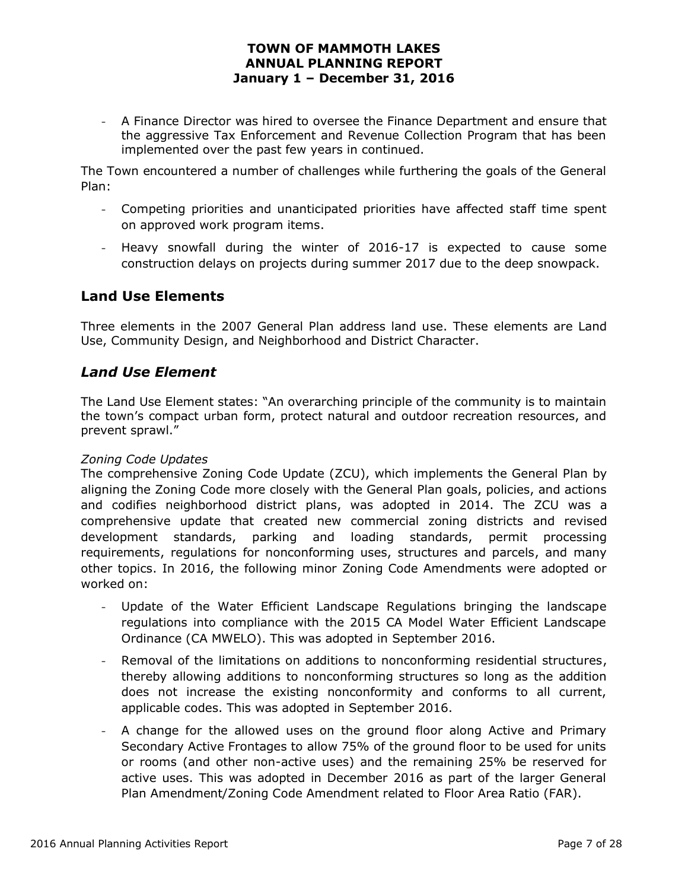- A Finance Director was hired to oversee the Finance Department and ensure that the aggressive Tax Enforcement and Revenue Collection Program that has been implemented over the past few years in continued.

The Town encountered a number of challenges while furthering the goals of the General Plan:

- Competing priorities and unanticipated priorities have affected staff time spent on approved work program items.
- Heavy snowfall during the winter of 2016-17 is expected to cause some construction delays on projects during summer 2017 due to the deep snowpack.

## Land Use Elements

Three elements in the 2007 General Plan address land use. These elements are Land Use, Community Design, and Neighborhood and District Character.

## *Land Use Element*

The Land Use Element states: "An overarching principle of the community is to maintain the town's compact urban form, protect natural and outdoor recreation resources, and prevent sprawl."

*Zoning Code Updates*

The comprehensive Zoning Code Update (ZCU), which implements the General Plan by aligning the Zoning Code more closely with the General Plan goals, policies, and actions and codifies neighborhood district plans, was adopted in 2014. The ZCU was a comprehensive update that created new commercial zoning districts and revised development standards, parking and loading standards, permit processing requirements, regulations for nonconforming uses, structures and parcels, and many other topics. In 2016, the following minor Zoning Code Amendments were adopted or worked on:

- Update of the Water Efficient Landscape Regulations bringing the landscape regulations into compliance with the 2015 CA Model Water Efficient Landscape Ordinance (CA MWELO). This was adopted in September 2016.
- Removal of the limitations on additions to nonconforming residential structures, thereby allowing additions to nonconforming structures so long as the addition does not increase the existing nonconformity and conforms to all current, applicable codes. This was adopted in September 2016.
- A change for the allowed uses on the ground floor along Active and Primary Secondary Active Frontages to allow 75% of the ground floor to be used for units or rooms (and other non-active uses) and the remaining 25% be reserved for active uses. This was adopted in December 2016 as part of the larger General Plan Amendment/Zoning Code Amendment related to Floor Area Ratio (FAR).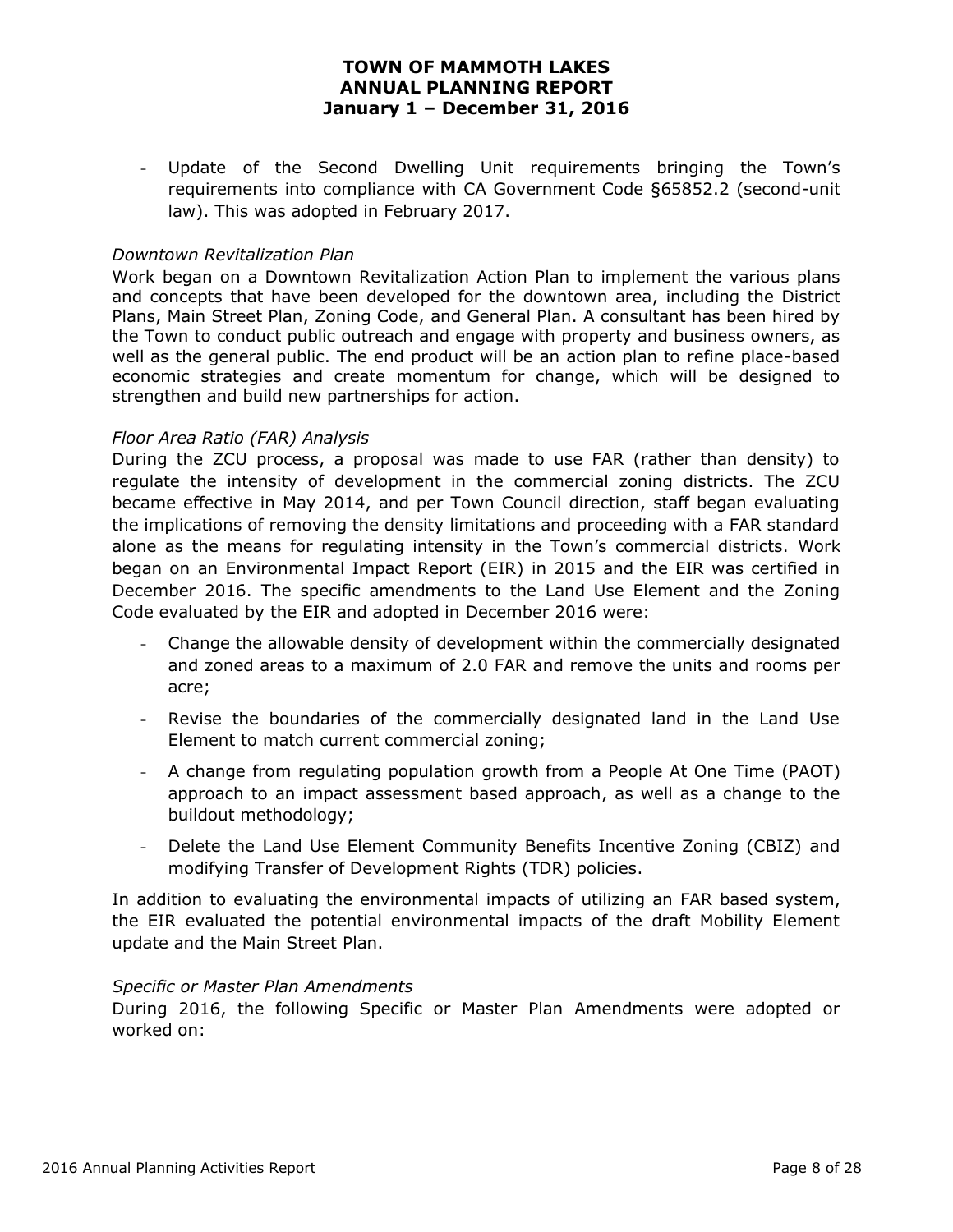- Update of the Second Dwelling Unit requirements bringing the Town's requirements into compliance with CA Government Code §65852.2 (second-unit law). This was adopted in February 2017.

*Downtown Revitalization Plan*

Work began on a Downtown Revitalization Action Plan to implement the various plans and concepts that have been developed for the downtown area, including the District Plans, Main Street Plan, Zoning Code, and General Plan. A consultant has been hired by the Town to conduct public outreach and engage with property and business owners, as well as the general public. The end product will be an action plan to refine place-based economic strategies and create momentum for change, which will be designed to strengthen and build new partnerships for action.

*Floor Area Ratio (FAR) Analysis*

During the ZCU process, a proposal was made to use FAR (rather than density) to regulate the intensity of development in the commercial zoning districts. The ZCU became effective in May 2014, and per Town Council direction, staff began evaluating the implications of removing the density limitations and proceeding with a FAR standard alone as the means for regulating intensity in the Town's commercial districts. Work began on an Environmental Impact Report (EIR) in 2015 and the EIR was certified in December 2016. The specific amendments to the Land Use Element and the Zoning Code evaluated by the EIR and adopted in December 2016 were:

- Change the allowable density of development within the commercially designated and zoned areas to a maximum of 2.0 FAR and remove the units and rooms per acre;
- Revise the boundaries of the commercially designated land in the Land Use Element to match current commercial zoning;
- A change from regulating population growth from a People At One Time (PAOT) approach to an impact assessment based approach, as well as a change to the buildout methodology;
- Delete the Land Use Element Community Benefits Incentive Zoning (CBIZ) and modifying Transfer of Development Rights (TDR) policies.

In addition to evaluating the environmental impacts of utilizing an FAR based system, the EIR evaluated the potential environmental impacts of the draft Mobility Element update and the Main Street Plan.

*Specific or Master Plan Amendments*

During 2016, the following Specific or Master Plan Amendments were adopted or worked on: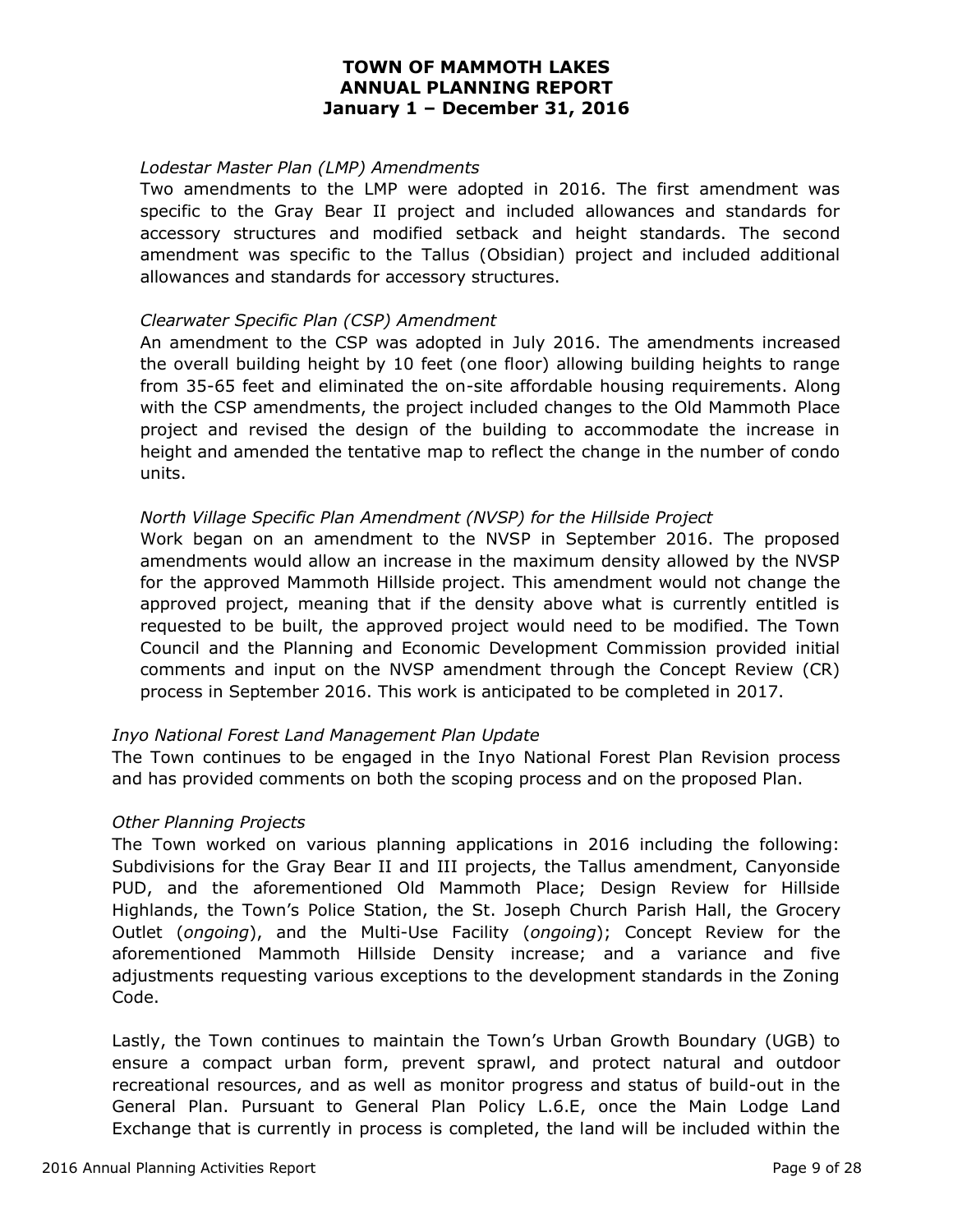*Lodestar Master Plan (LMP) Amendments*

Two amendments to the LMP were adopted in 2016. The first amendment was specific to the Gray Bear II project and included allowances and standards for accessory structures and modified setback and height standards. The second amendment was specific to the Tallus (Obsidian) project and included additional allowances and standards for accessory structures.

*Clearwater Specific Plan (CSP) Amendment*

An amendment to the CSP was adopted in July 2016. The amendments increased the overall building height by 10 feet (one floor) allowing building heights to range from 35-65 feet and eliminated the on-site affordable housing requirements. Along with the CSP amendments, the project included changes to the Old Mammoth Place project and revised the design of the building to accommodate the increase in height and amended the tentative map to reflect the change in the number of condo units.

*North Village Specific Plan Amendment (NVSP) for the Hillside Project*

Work began on an amendment to the NVSP in September 2016. The proposed amendments would allow an increase in the maximum density allowed by the NVSP for the approved Mammoth Hillside project. This amendment would not change the approved project, meaning that if the density above what is currently entitled is requested to be built, the approved project would need to be modified. The Town Council and the Planning and Economic Development Commission provided initial comments and input on the NVSP amendment through the Concept Review (CR) process in September 2016. This work is anticipated to be completed in 2017.

*Inyo National Forest Land Management Plan Update*

The Town continues to be engaged in the Inyo National Forest Plan Revision process and has provided comments on both the scoping process and on the proposed Plan.

*Other Planning Projects*

The Town worked on various planning applications in 2016 including the following: Subdivisions for the Gray Bear II and III projects, the Tallus amendment, Canyonside PUD, and the aforementioned Old Mammoth Place; Design Review for Hillside Highlands, the Town's Police Station, the St. Joseph Church Parish Hall, the Grocery Outlet (*ongoing*), and the Multi-Use Facility (*ongoing*); Concept Review for the aforementioned Mammoth Hillside Density increase; and a variance and five adjustments requesting various exceptions to the development standards in the Zoning Code.

Lastly, the Town continues to maintain the Town's Urban Growth Boundary (UGB) to ensure a compact urban form, prevent sprawl, and protect natural and outdoor recreational resources, and as well as monitor progress and status of build-out in the General Plan. Pursuant to General Plan Policy L.6.E, once the Main Lodge Land Exchange that is currently in process is completed, the land will be included within the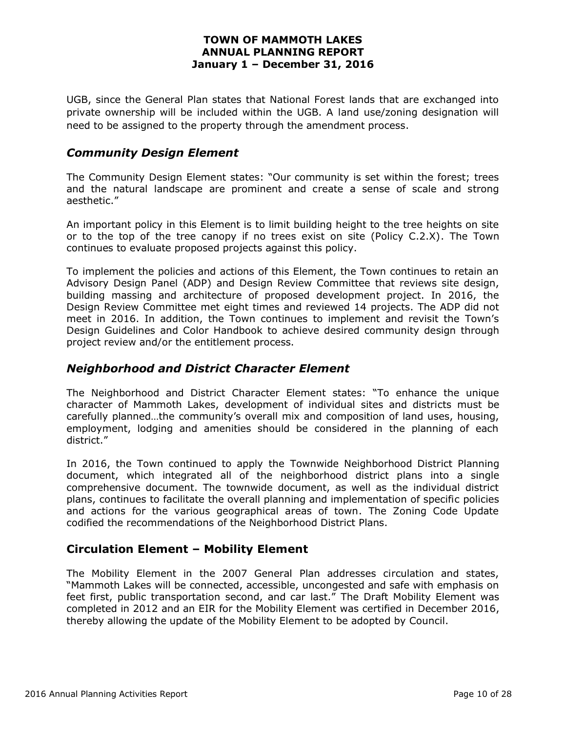UGB, since the General Plan states that National Forest lands that are exchanged into private ownership will be included within the UGB. A land use/zoning designation will need to be assigned to the property through the amendment process.

## *Community Design Element*

The Community Design Element states: "Our community is set within the forest; trees and the natural landscape are prominent and create a sense of scale and strong aesthetic."

An important policy in this Element is to limit building height to the tree heights on site or to the top of the tree canopy if no trees exist on site (Policy C.2.X). The Town continues to evaluate proposed projects against this policy.

To implement the policies and actions of this Element, the Town continues to retain an Advisory Design Panel (ADP) and Design Review Committee that reviews site design, building massing and architecture of proposed development project. In 2016, the Design Review Committee met eight times and reviewed 14 projects. The ADP did not meet in 2016. In addition, the Town continues to implement and revisit the Town's Design Guidelines and Color Handbook to achieve desired community design through project review and/or the entitlement process.

## *Neighborhood and District Character Element*

The Neighborhood and District Character Element states: "To enhance the unique character of Mammoth Lakes, development of individual sites and districts must be carefully planned…the community's overall mix and composition of land uses, housing, employment, lodging and amenities should be considered in the planning of each district."

In 2016, the Town continued to apply the Townwide Neighborhood District Planning document, which integrated all of the neighborhood district plans into a single comprehensive document. The townwide document, as well as the individual district plans, continues to facilitate the overall planning and implementation of specific policies and actions for the various geographical areas of town. The Zoning Code Update codified the recommendations of the Neighborhood District Plans.

## **Circulation Element – Mobility Element**

The Mobility Element in the 2007 General Plan addresses circulation and states, "Mammoth Lakes will be connected, accessible, uncongested and safe with emphasis on feet first, public transportation second, and car last." The Draft Mobility Element was completed in 2012 and an EIR for the Mobility Element was certified in December 2016, thereby allowing the update of the Mobility Element to be adopted by Council.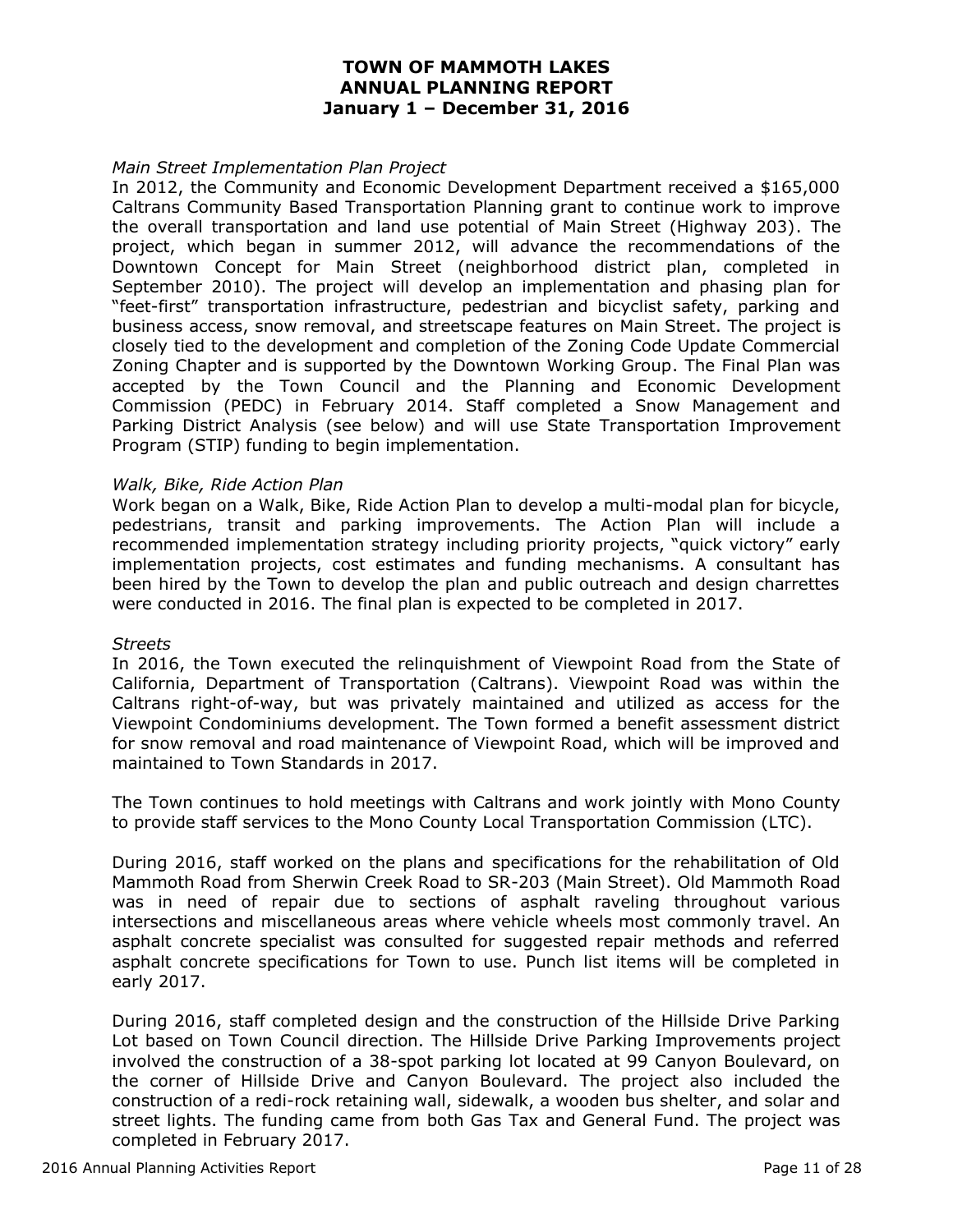*Main Street Implementation Plan Project*

In 2012, the Community and Economic Development Department received a $165,000 Caltrans Community Based Transportation Planning grant to continue work to improve the overall transportation and land use potential of Main Street (Highway 203). The project, which began in summer 2012, will advance the recommendations of the Downtown Concept for Main Street (neighborhood district plan, completed in September 2010). The project will develop an implementation and phasing plan for "feet-first" transportation infrastructure, pedestrian and bicyclist safety, parking and business access, snow removal, and streetscape features on Main Street. The project is closely tied to the development and completion of the Zoning Code Update Commercial Zoning Chapter and is supported by the Downtown Working Group. The Final Plan was accepted by the Town Council and the Planning and Economic Development Commission (PEDC) in February 2014. Staff completed a Snow Management and Parking District Analysis (see below) and will use State Transportation Improvement Program (STIP) funding to begin implementation.

*Walk, Bike, Ride Action Plan*

Work began on a Walk, Bike, Ride Action Plan to develop a multi-modal plan for bicycle, pedestrians, transit and parking improvements. The Action Plan will include a recommended implementation strategy including priority projects, "quick victory" early implementation projects, cost estimates and funding mechanisms. A consultant has been hired by the Town to develop the plan and public outreach and design charrettes were conducted in 2016. The final plan is expected to be completed in 2017.

*Streets*

In 2016, the Town executed the relinquishment of Viewpoint Road from the State of California, Department of Transportation (Caltrans). Viewpoint Road was within the Caltrans right-of-way, but was privately maintained and utilized as access for the Viewpoint Condominiums development. The Town formed a benefit assessment district for snow removal and road maintenance of Viewpoint Road, which will be improved and maintained to Town Standards in 2017.

The Town continues to hold meetings with Caltrans and work jointly with Mono County to provide staff services to the Mono County Local Transportation Commission (LTC).

During 2016, staff worked on the plans and specifications for the rehabilitation of Old Mammoth Road from Sherwin Creek Road to SR-203 (Main Street). Old Mammoth Road was in need of repair due to sections of asphalt raveling throughout various intersections and miscellaneous areas where vehicle wheels most commonly travel. An asphalt concrete specialist was consulted for suggested repair methods and referred asphalt concrete specifications for Town to use. Punch list items will be completed in early 2017.

During 2016, staff completed design and the construction of the Hillside Drive Parking Lot based on Town Council direction. The Hillside Drive Parking Improvements project involved the construction of a 38-spot parking lot located at 99 Canyon Boulevard, on the corner of Hillside Drive and Canyon Boulevard. The project also included the construction of a redi-rock retaining wall, sidewalk, a wooden bus shelter, and solar and street lights. The funding came from both Gas Tax and General Fund. The project was completed in February 2017.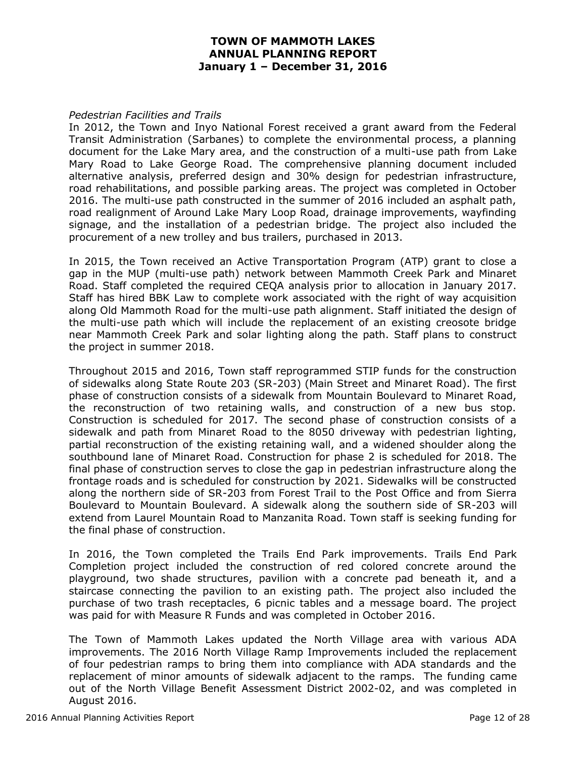*Pedestrian Facilities and Trails*

In 2012, the Town and Inyo National Forest received a grant award from the Federal Transit Administration (Sarbanes) to complete the environmental process, a planning document for the Lake Mary area, and the construction of a multi-use path from Lake Mary Road to Lake George Road. The comprehensive planning document included alternative analysis, preferred design and 30% design for pedestrian infrastructure, road rehabilitations, and possible parking areas. The project was completed in October 2016. The multi-use path constructed in the summer of 2016 included an asphalt path, road realignment of Around Lake Mary Loop Road, drainage improvements, wayfinding signage, and the installation of a pedestrian bridge. The project also included the procurement of a new trolley and bus trailers, purchased in 2013.

In 2015, the Town received an Active Transportation Program (ATP) grant to close a gap in the MUP (multi-use path) network between Mammoth Creek Park and Minaret Road. Staff completed the required CEQA analysis prior to allocation in January 2017. Staff has hired BBK Law to complete work associated with the right of way acquisition along Old Mammoth Road for the multi-use path alignment. Staff initiated the design of the multi-use path which will include the replacement of an existing creosote bridge near Mammoth Creek Park and solar lighting along the path. Staff plans to construct the project in summer 2018.

Throughout 2015 and 2016, Town staff reprogrammed STIP funds for the construction of sidewalks along State Route 203 (SR-203) (Main Street and Minaret Road). The first phase of construction consists of a sidewalk from Mountain Boulevard to Minaret Road, the reconstruction of two retaining walls, and construction of a new bus stop. Construction is scheduled for 2017. The second phase of construction consists of a sidewalk and path from Minaret Road to the 8050 driveway with pedestrian lighting, partial reconstruction of the existing retaining wall, and a widened shoulder along the southbound lane of Minaret Road. Construction for phase 2 is scheduled for 2018. The final phase of construction serves to close the gap in pedestrian infrastructure along the frontage roads and is scheduled for construction by 2021. Sidewalks will be constructed along the northern side of SR-203 from Forest Trail to the Post Office and from Sierra Boulevard to Mountain Boulevard. A sidewalk along the southern side of SR-203 will extend from Laurel Mountain Road to Manzanita Road. Town staff is seeking funding for the final phase of construction.

In 2016, the Town completed the Trails End Park improvements. Trails End Park Completion project included the construction of red colored concrete around the playground, two shade structures, pavilion with a concrete pad beneath it, and a staircase connecting the pavilion to an existing path. The project also included the purchase of two trash receptacles, 6 picnic tables and a message board. The project was paid for with Measure R Funds and was completed in October 2016.

The Town of Mammoth Lakes updated the North Village area with various ADA improvements. The 2016 North Village Ramp Improvements included the replacement of four pedestrian ramps to bring them into compliance with ADA standards and the replacement of minor amounts of sidewalk adjacent to the ramps. The funding came out of the North Village Benefit Assessment District 2002-02, and was completed in August 2016.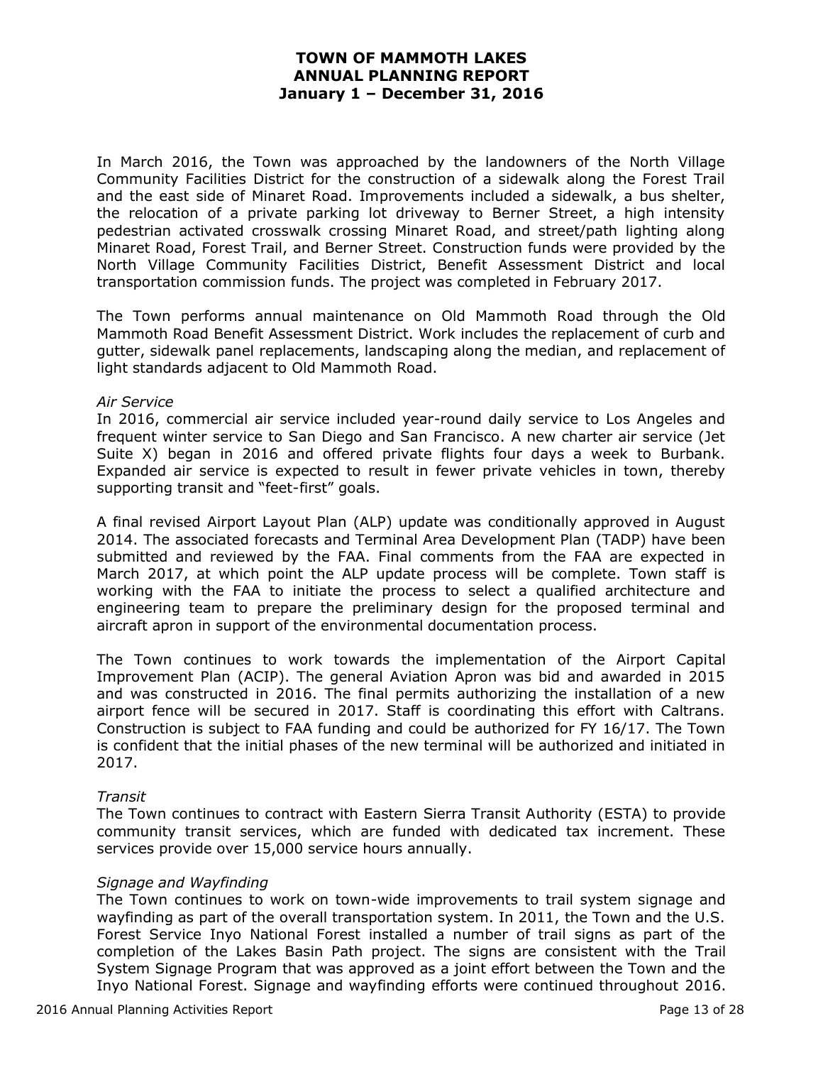In March 2016, the Town was approached by the landowners of the North Village Community Facilities District for the construction of a sidewalk along the Forest Trail and the east side of Minaret Road. Improvements included a sidewalk, a bus shelter, the relocation of a private parking lot driveway to Berner Street, a high intensity pedestrian activated crosswalk crossing Minaret Road, and street/path lighting along Minaret Road, Forest Trail, and Berner Street. Construction funds were provided by the North Village Community Facilities District, Benefit Assessment District and local transportation commission funds. The project was completed in February 2017.

The Town performs annual maintenance on Old Mammoth Road through the Old Mammoth Road Benefit Assessment District. Work includes the replacement of curb and gutter, sidewalk panel replacements, landscaping along the median, and replacement of light standards adjacent to Old Mammoth Road.

*Air Service*

In 2016, commercial air service included year-round daily service to Los Angeles and frequent winter service to San Diego and San Francisco. A new charter air service (Jet Suite X) began in 2016 and offered private flights four days a week to Burbank. Expanded air service is expected to result in fewer private vehicles in town, thereby supporting transit and "feet-first" goals.

A final revised Airport Layout Plan (ALP) update was conditionally approved in August 2014. The associated forecasts and Terminal Area Development Plan (TADP) have been submitted and reviewed by the FAA. Final comments from the FAA are expected in March 2017, at which point the ALP update process will be complete. Town staff is working with the FAA to initiate the process to select a qualified architecture and engineering team to prepare the preliminary design for the proposed terminal and aircraft apron in support of the environmental documentation process.

The Town continues to work towards the implementation of the Airport Capital Improvement Plan (ACIP). The general Aviation Apron was bid and awarded in 2015 and was constructed in 2016. The final permits authorizing the installation of a new airport fence will be secured in 2017. Staff is coordinating this effort with Caltrans. Construction is subject to FAA funding and could be authorized for FY 16/17. The Town is confident that the initial phases of the new terminal will be authorized and initiated in 2017.

*Transit*

The Town continues to contract with Eastern Sierra Transit Authority (ESTA) to provide community transit services, which are funded with dedicated tax increment. These services provide over 15,000 service hours annually.

*Signage and Wayfinding*

The Town continues to work on town-wide improvements to trail system signage and wayfinding as part of the overall transportation system. In 2011, the Town and the U.S. Forest Service Inyo National Forest installed a number of trail signs as part of the completion of the Lakes Basin Path project. The signs are consistent with the Trail System Signage Program that was approved as a joint effort between the Town and the Inyo National Forest. Signage and wayfinding efforts were continued throughout 2016.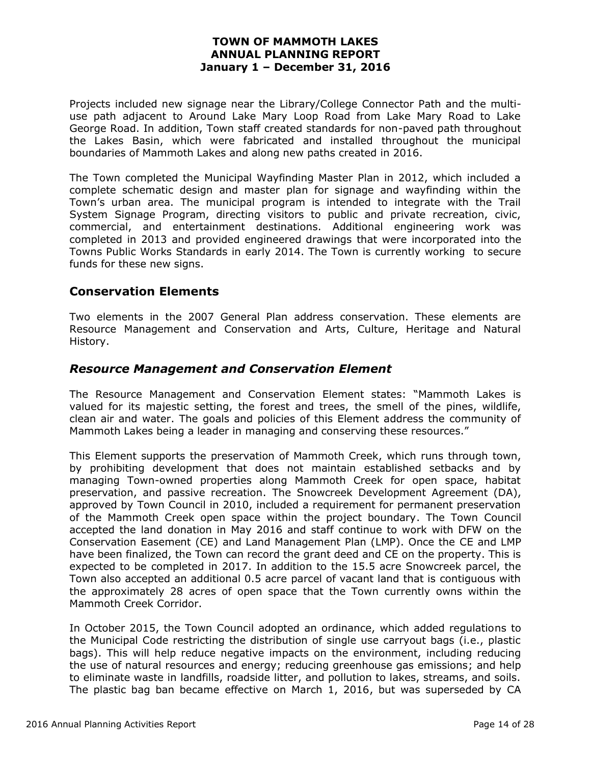Projects included new signage near the Library/College Connector Path and the multi-use path adjacent to Around Lake Mary Loop Road from Lake Mary Road to Lake George Road. In addition, Town staff created standards for non-paved path throughout the Lakes Basin, which were fabricated and installed throughout the municipal boundaries of Mammoth Lakes and along new paths created in 2016.

The Town completed the Municipal Wayfinding Master Plan in 2012, which included a complete schematic design and master plan for signage and wayfinding within the Town's urban area. The municipal program is intended to integrate with the Trail System Signage Program, directing visitors to public and private recreation, civic, commercial, and entertainment destinations. Additional engineering work was completed in 2013 and provided engineered drawings that were incorporated into the Towns Public Works Standards in early 2014. The Town is currently working to secure funds for these new signs.

## Conservation Elements

Two elements in the 2007 General Plan address conservation. These elements are Resource Management and Conservation and Arts, Culture, Heritage and Natural History.

### *Resource Management and Conservation Element*

The Resource Management and Conservation Element states: "Mammoth Lakes is valued for its majestic setting, the forest and trees, the smell of the pines, wildlife, clean air and water. The goals and policies of this Element address the community of Mammoth Lakes being a leader in managing and conserving these resources."

This Element supports the preservation of Mammoth Creek, which runs through town, by prohibiting development that does not maintain established setbacks and by managing Town-owned properties along Mammoth Creek for open space, habitat preservation, and passive recreation. The Snowcreek Development Agreement (DA), approved by Town Council in 2010, included a requirement for permanent preservation of the Mammoth Creek open space within the project boundary. The Town Council accepted the land donation in May 2016 and staff continue to work with DFW on the Conservation Easement (CE) and Land Management Plan (LMP). Once the CE and LMP have been finalized, the Town can record the grant deed and CE on the property. This is expected to be completed in 2017. In addition to the 15.5 acre Snowcreek parcel, the Town also accepted an additional 0.5 acre parcel of vacant land that is contiguous with the approximately 28 acres of open space that the Town currently owns within the Mammoth Creek Corridor.

In October 2015, the Town Council adopted an ordinance, which added regulations to the Municipal Code restricting the distribution of single use carryout bags (i.e., plastic bags). This will help reduce negative impacts on the environment, including reducing the use of natural resources and energy; reducing greenhouse gas emissions; and help to eliminate waste in landfills, roadside litter, and pollution to lakes, streams, and soils. The plastic bag ban became effective on March 1, 2016, but was superseded by CA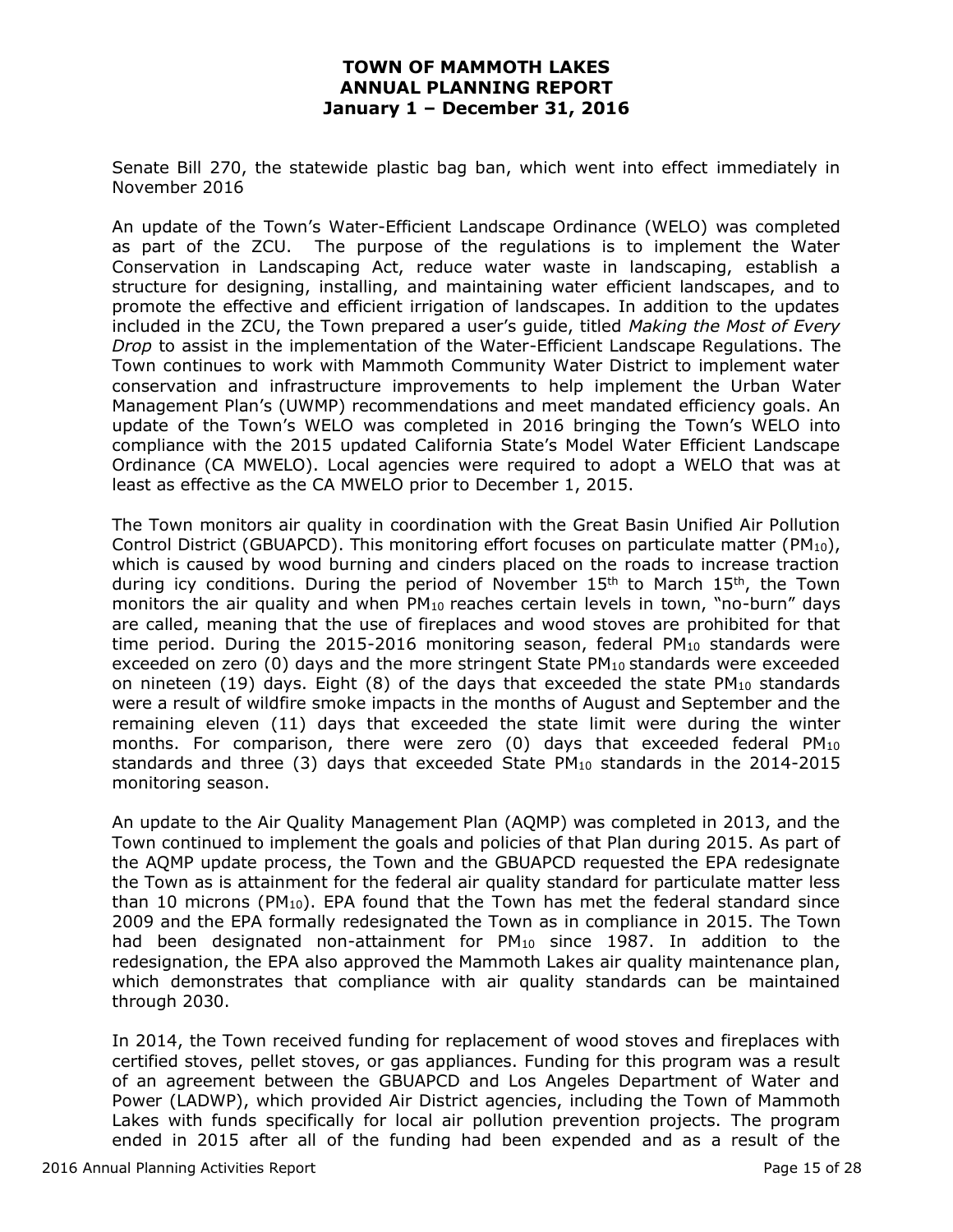Senate Bill 270, the statewide plastic bag ban, which went into effect immediately in November 2016

An update of the Town's Water-Efficient Landscape Ordinance (WELO) was completed as part of the ZCU. The purpose of the regulations is to implement the Water Conservation in Landscaping Act, reduce water waste in landscaping, establish a structure for designing, installing, and maintaining water efficient landscapes, and to promote the effective and efficient irrigation of landscapes. In addition to the updates included in the ZCU, the Town prepared a user's guide, titled *Making the Most of Every Drop* to assist in the implementation of the Water-Efficient Landscape Regulations. The Town continues to work with Mammoth Community Water District to implement water conservation and infrastructure improvements to help implement the Urban Water Management Plan's (UWMP) recommendations and meet mandated efficiency goals. An update of the Town's WELO was completed in 2016 bringing the Town's WELO into compliance with the 2015 updated California State's Model Water Efficient Landscape Ordinance (CA MWELO). Local agencies were required to adopt a WELO that was at least as effective as the CA MWELO prior to December 1, 2015.

The Town monitors air quality in coordination with the Great Basin Unified Air Pollution Control District (GBUAPCD). This monitoring effort focuses on particulate matter ($PM_{10}$), which is caused by wood burning and cinders placed on the roads to increase traction during icy conditions. During the period of November 15th to March 15th, the Town monitors the air quality and when $PM_{10}$ reaches certain levels in town, "no-burn" days are called, meaning that the use of fireplaces and wood stoves are prohibited for that time period. During the 2015-2016 monitoring season, federal $PM_{10}$ standards were exceeded on zero (0) days and the more stringent State $PM_{10}$ standards were exceeded on nineteen (19) days. Eight (8) of the days that exceeded the state $PM_{10}$ standards were a result of wildfire smoke impacts in the months of August and September and the remaining eleven (11) days that exceeded the state limit were during the winter months. For comparison, there were zero (0) days that exceeded federal $PM_{10}$ standards and three (3) days that exceeded State $PM_{10}$ standards in the 2014-2015 monitoring season.

An update to the Air Quality Management Plan (AQMP) was completed in 2013, and the Town continued to implement the goals and policies of that Plan during 2015. As part of the AQMP update process, the Town and the GBUAPCD requested the EPA redesignate the Town as is attainment for the federal air quality standard for particulate matter less than 10 microns ($PM_{10}$). EPA found that the Town has met the federal standard since 2009 and the EPA formally redesignated the Town as in compliance in 2015. The Town had been designated non-attainment for $PM_{10}$ since 1987. In addition to the redesignation, the EPA also approved the Mammoth Lakes air quality maintenance plan, which demonstrates that compliance with air quality standards can be maintained through 2030.

In 2014, the Town received funding for replacement of wood stoves and fireplaces with certified stoves, pellet stoves, or gas appliances. Funding for this program was a result of an agreement between the GBUAPCD and Los Angeles Department of Water and Power (LADWP), which provided Air District agencies, including the Town of Mammoth Lakes with funds specifically for local air pollution prevention projects. The program ended in 2015 after all of the funding had been expended and as a result of the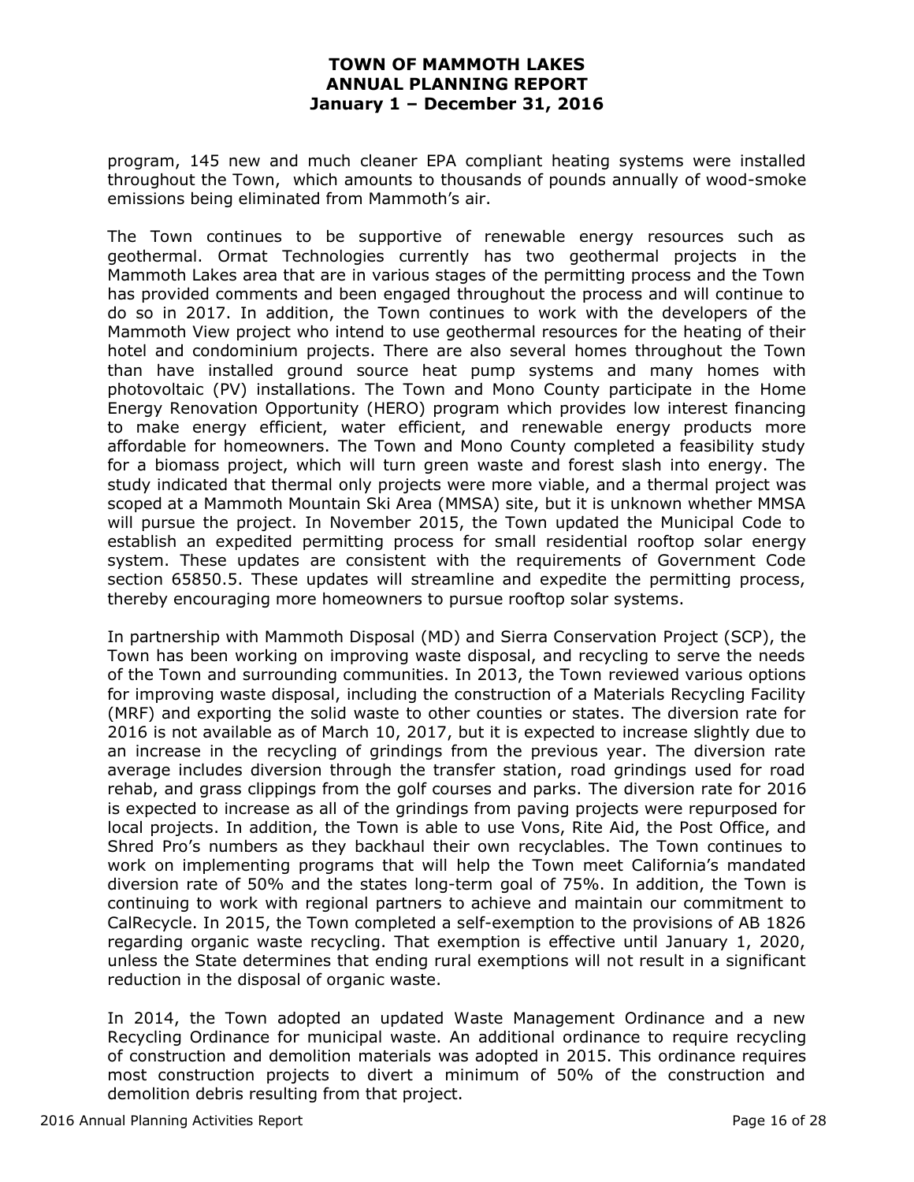program, 145 new and much cleaner EPA compliant heating systems were installed throughout the Town, which amounts to thousands of pounds annually of wood-smoke emissions being eliminated from Mammoth's air.

The Town continues to be supportive of renewable energy resources such as geothermal. Ormat Technologies currently has two geothermal projects in the Mammoth Lakes area that are in various stages of the permitting process and the Town has provided comments and been engaged throughout the process and will continue to do so in 2017. In addition, the Town continues to work with the developers of the Mammoth View project who intend to use geothermal resources for the heating of their hotel and condominium projects. There are also several homes throughout the Town than have installed ground source heat pump systems and many homes with photovoltaic (PV) installations. The Town and Mono County participate in the Home Energy Renovation Opportunity (HERO) program which provides low interest financing to make energy efficient, water efficient, and renewable energy products more affordable for homeowners. The Town and Mono County completed a feasibility study for a biomass project, which will turn green waste and forest slash into energy. The study indicated that thermal only projects were more viable, and a thermal project was scoped at a Mammoth Mountain Ski Area (MMSA) site, but it is unknown whether MMSA will pursue the project. In November 2015, the Town updated the Municipal Code to establish an expedited permitting process for small residential rooftop solar energy system. These updates are consistent with the requirements of Government Code section 65850.5. These updates will streamline and expedite the permitting process, thereby encouraging more homeowners to pursue rooftop solar systems.

In partnership with Mammoth Disposal (MD) and Sierra Conservation Project (SCP), the Town has been working on improving waste disposal, and recycling to serve the needs of the Town and surrounding communities. In 2013, the Town reviewed various options for improving waste disposal, including the construction of a Materials Recycling Facility (MRF) and exporting the solid waste to other counties or states. The diversion rate for 2016 is not available as of March 10, 2017, but it is expected to increase slightly due to an increase in the recycling of grindings from the previous year. The diversion rate average includes diversion through the transfer station, road grindings used for road rehab, and grass clippings from the golf courses and parks. The diversion rate for 2016 is expected to increase as all of the grindings from paving projects were repurposed for local projects. In addition, the Town is able to use Vons, Rite Aid, the Post Office, and Shred Pro's numbers as they backhaul their own recyclables. The Town continues to work on implementing programs that will help the Town meet California's mandated diversion rate of 50% and the states long-term goal of 75%. In addition, the Town is continuing to work with regional partners to achieve and maintain our commitment to CalRecycle. In 2015, the Town completed a self-exemption to the provisions of AB 1826 regarding organic waste recycling. That exemption is effective until January 1, 2020, unless the State determines that ending rural exemptions will not result in a significant reduction in the disposal of organic waste.

In 2014, the Town adopted an updated Waste Management Ordinance and a new Recycling Ordinance for municipal waste. An additional ordinance to require recycling of construction and demolition materials was adopted in 2015. This ordinance requires most construction projects to divert a minimum of 50% of the construction and demolition debris resulting from that project.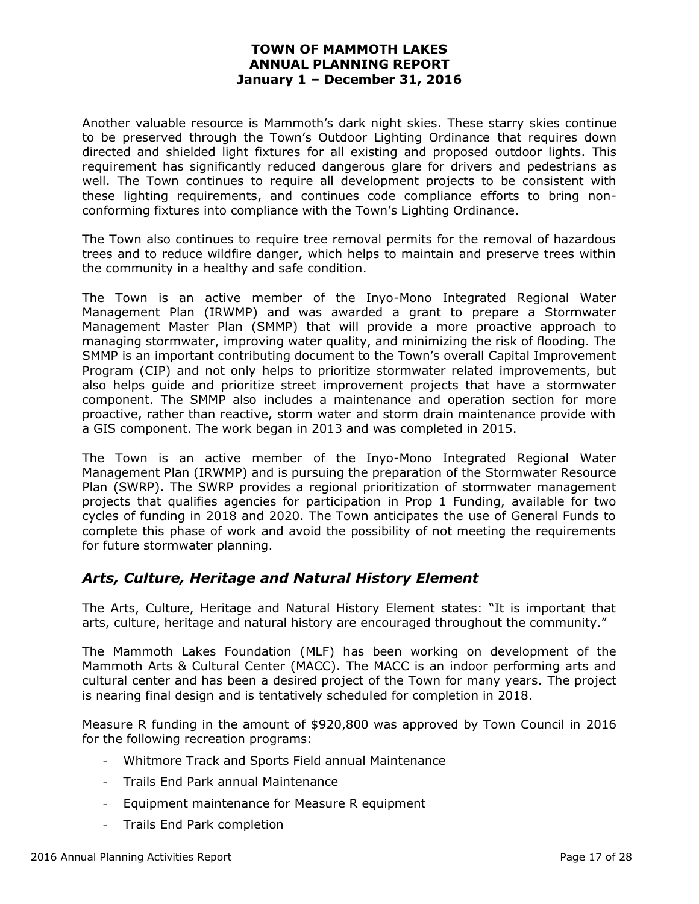Another valuable resource is Mammoth's dark night skies. These starry skies continue to be preserved through the Town's Outdoor Lighting Ordinance that requires down directed and shielded light fixtures for all existing and proposed outdoor lights. This requirement has significantly reduced dangerous glare for drivers and pedestrians as well. The Town continues to require all development projects to be consistent with these lighting requirements, and continues code compliance efforts to bring non-conforming fixtures into compliance with the Town's Lighting Ordinance.

The Town also continues to require tree removal permits for the removal of hazardous trees and to reduce wildfire danger, which helps to maintain and preserve trees within the community in a healthy and safe condition.

The Town is an active member of the Inyo-Mono Integrated Regional Water Management Plan (IRWMP) and was awarded a grant to prepare a Stormwater Management Master Plan (SMMP) that will provide a more proactive approach to managing stormwater, improving water quality, and minimizing the risk of flooding. The SMMP is an important contributing document to the Town's overall Capital Improvement Program (CIP) and not only helps to prioritize stormwater related improvements, but also helps guide and prioritize street improvement projects that have a stormwater component. The SMMP also includes a maintenance and operation section for more proactive, rather than reactive, storm water and storm drain maintenance provide with a GIS component. The work began in 2013 and was completed in 2015.

The Town is an active member of the Inyo-Mono Integrated Regional Water Management Plan (IRWMP) and is pursuing the preparation of the Stormwater Resource Plan (SWRP). The SWRP provides a regional prioritization of stormwater management projects that qualifies agencies for participation in Prop 1 Funding, available for two cycles of funding in 2018 and 2020. The Town anticipates the use of General Funds to complete this phase of work and avoid the possibility of not meeting the requirements for future stormwater planning.

## *Arts, Culture, Heritage and Natural History Element*

The Arts, Culture, Heritage and Natural History Element states: "It is important that arts, culture, heritage and natural history are encouraged throughout the community."

The Mammoth Lakes Foundation (MLF) has been working on development of the Mammoth Arts & Cultural Center (MACC). The MACC is an indoor performing arts and cultural center and has been a desired project of the Town for many years. The project is nearing final design and is tentatively scheduled for completion in 2018.

Measure R funding in the amount of $920,800 was approved by Town Council in 2016 for the following recreation programs:

- Whitmore Track and Sports Field annual Maintenance
- Trails End Park annual Maintenance
- Equipment maintenance for Measure R equipment
- Trails End Park completion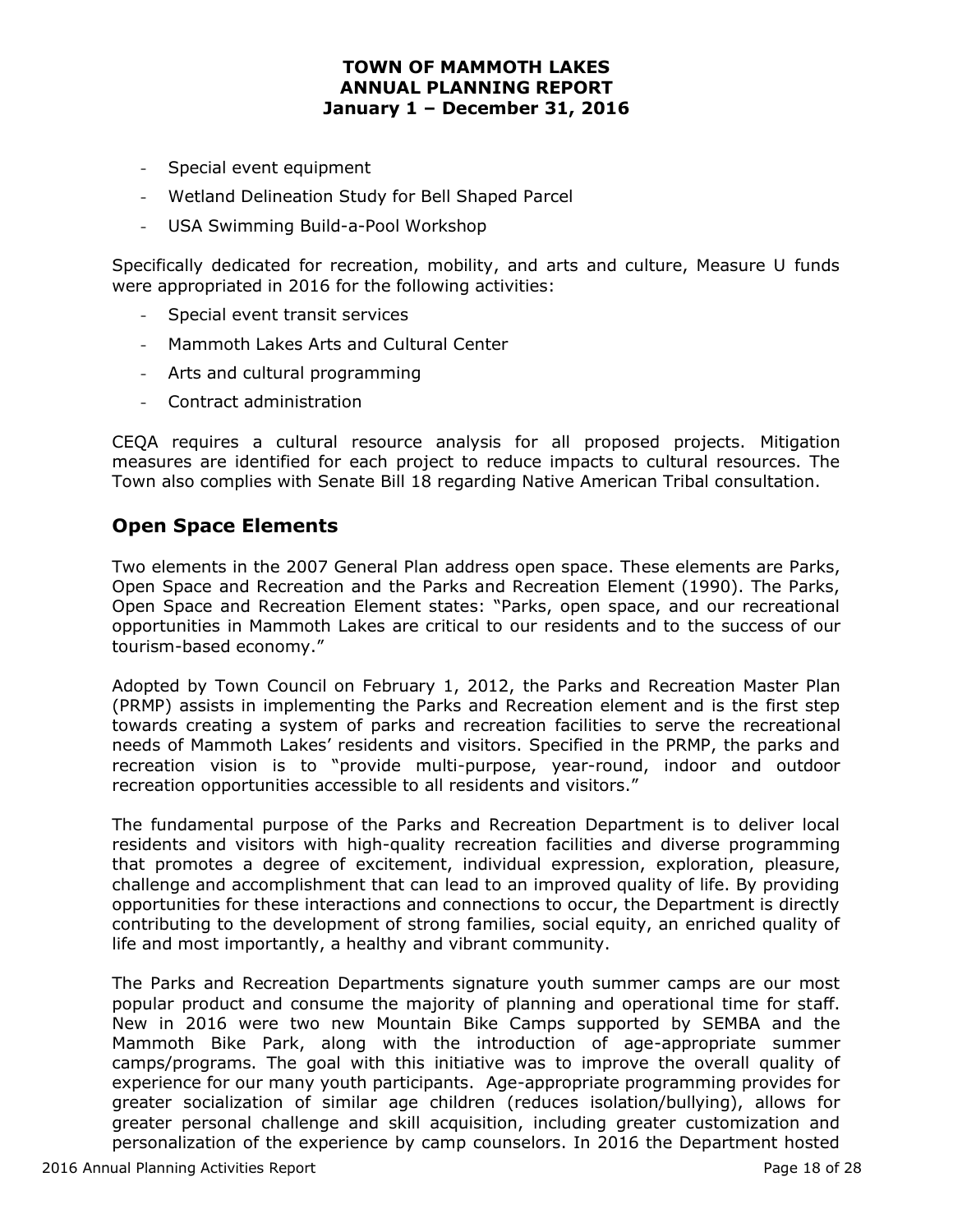- Special event equipment
- Wetland Delineation Study for Bell Shaped Parcel
- USA Swimming Build-a-Pool Workshop

Specifically dedicated for recreation, mobility, and arts and culture, Measure U funds were appropriated in 2016 for the following activities:

- Special event transit services
- Mammoth Lakes Arts and Cultural Center
- Arts and cultural programming
- Contract administration

CEQA requires a cultural resource analysis for all proposed projects. Mitigation measures are identified for each project to reduce impacts to cultural resources. The Town also complies with Senate Bill 18 regarding Native American Tribal consultation.

## Open Space Elements

Two elements in the 2007 General Plan address open space. These elements are Parks, Open Space and Recreation and the Parks and Recreation Element (1990). The Parks, Open Space and Recreation Element states: "Parks, open space, and our recreational opportunities in Mammoth Lakes are critical to our residents and to the success of our tourism-based economy."

Adopted by Town Council on February 1, 2012, the Parks and Recreation Master Plan (PRMP) assists in implementing the Parks and Recreation element and is the first step towards creating a system of parks and recreation facilities to serve the recreational needs of Mammoth Lakes' residents and visitors. Specified in the PRMP, the parks and recreation vision is to "provide multi-purpose, year-round, indoor and outdoor recreation opportunities accessible to all residents and visitors."

The fundamental purpose of the Parks and Recreation Department is to deliver local residents and visitors with high-quality recreation facilities and diverse programming that promotes a degree of excitement, individual expression, exploration, pleasure, challenge and accomplishment that can lead to an improved quality of life. By providing opportunities for these interactions and connections to occur, the Department is directly contributing to the development of strong families, social equity, an enriched quality of life and most importantly, a healthy and vibrant community.

The Parks and Recreation Departments signature youth summer camps are our most popular product and consume the majority of planning and operational time for staff. New in 2016 were two new Mountain Bike Camps supported by SEMBA and the Mammoth Bike Park, along with the introduction of age-appropriate summer camps/programs. The goal with this initiative was to improve the overall quality of experience for our many youth participants. Age-appropriate programming provides for greater socialization of similar age children (reduces isolation/bullying), allows for greater personal challenge and skill acquisition, including greater customization and personalization of the experience by camp counselors. In 2016 the Department hosted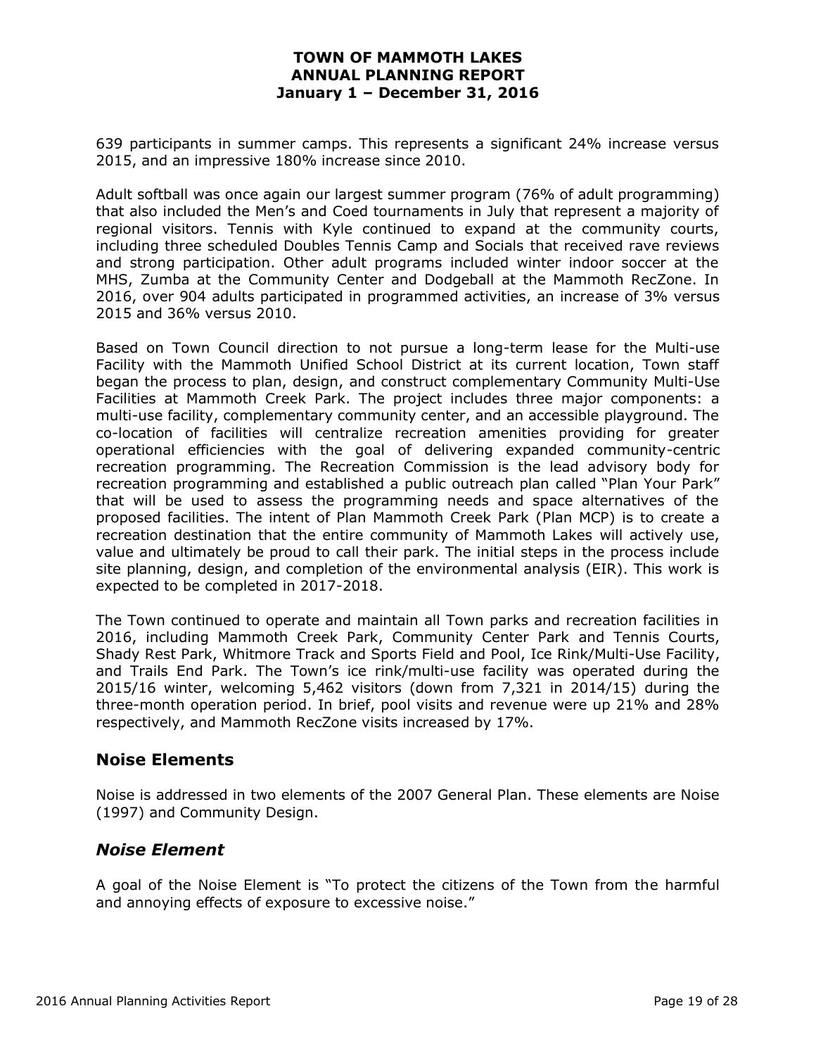639 participants in summer camps. This represents a significant 24% increase versus 2015, and an impressive 180% increase since 2010.

Adult softball was once again our largest summer program (76% of adult programming) that also included the Men's and Coed tournaments in July that represent a majority of regional visitors. Tennis with Kyle continued to expand at the community courts, including three scheduled Doubles Tennis Camp and Socials that received rave reviews and strong participation. Other adult programs included winter indoor soccer at the MHS, Zumba at the Community Center and Dodgeball at the Mammoth RecZone. In 2016, over 904 adults participated in programmed activities, an increase of 3% versus 2015 and 36% versus 2010.

Based on Town Council direction to not pursue a long-term lease for the Multi-use Facility with the Mammoth Unified School District at its current location, Town staff began the process to plan, design, and construct complementary Community Multi-Use Facilities at Mammoth Creek Park. The project includes three major components: a multi-use facility, complementary community center, and an accessible playground. The co-location of facilities will centralize recreation amenities providing for greater operational efficiencies with the goal of delivering expanded community-centric recreation programming. The Recreation Commission is the lead advisory body for recreation programming and established a public outreach plan called "Plan Your Park" that will be used to assess the programming needs and space alternatives of the proposed facilities. The intent of Plan Mammoth Creek Park (Plan MCP) is to create a recreation destination that the entire community of Mammoth Lakes will actively use, value and ultimately be proud to call their park. The initial steps in the process include site planning, design, and completion of the environmental analysis (EIR). This work is expected to be completed in 2017-2018.

The Town continued to operate and maintain all Town parks and recreation facilities in 2016, including Mammoth Creek Park, Community Center Park and Tennis Courts, Shady Rest Park, Whitmore Track and Sports Field and Pool, Ice Rink/Multi-Use Facility, and Trails End Park. The Town's ice rink/multi-use facility was operated during the 2015/16 winter, welcoming 5,462 visitors (down from 7,321 in 2014/15) during the three-month operation period. In brief, pool visits and revenue were up 21% and 28% respectively, and Mammoth RecZone visits increased by 17%.

## Noise Elements

Noise is addressed in two elements of the 2007 General Plan. These elements are Noise (1997) and Community Design.

### *Noise Element*

A goal of the Noise Element is "To protect the citizens of the Town from the harmful and annoying effects of exposure to excessive noise."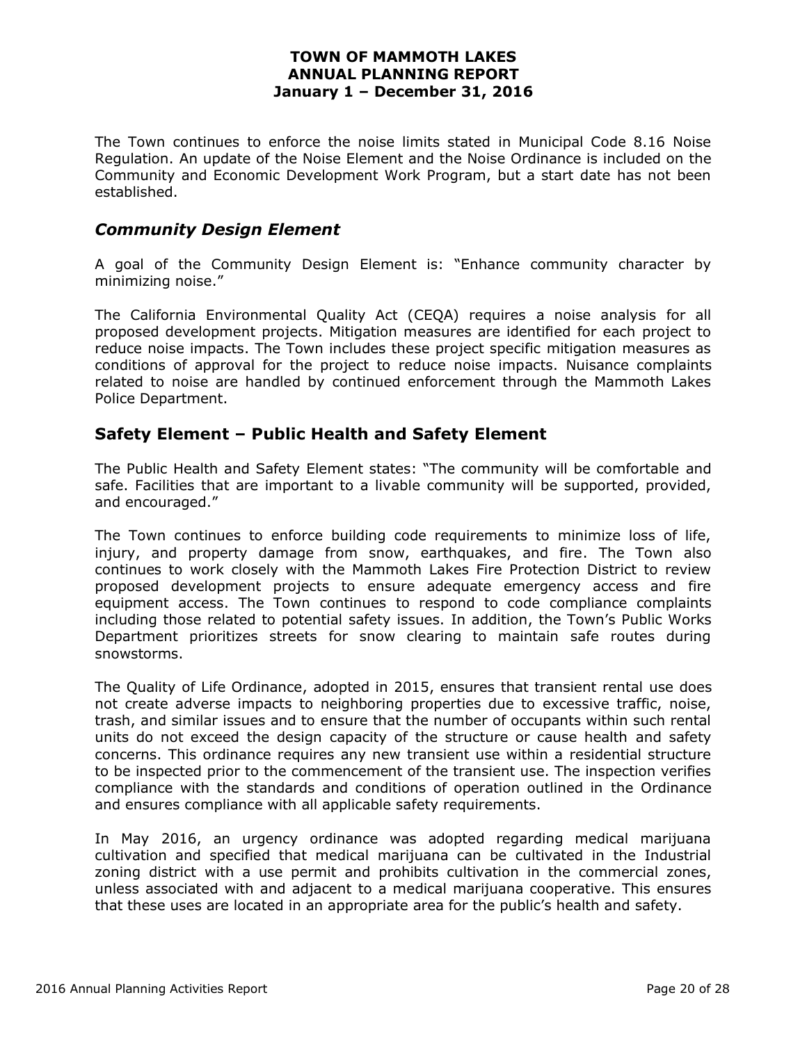The Town continues to enforce the noise limits stated in Municipal Code 8.16 Noise Regulation. An update of the Noise Element and the Noise Ordinance is included on the Community and Economic Development Work Program, but a start date has not been established.

## *Community Design Element*

A goal of the Community Design Element is: "Enhance community character by minimizing noise."

The California Environmental Quality Act (CEQA) requires a noise analysis for all proposed development projects. Mitigation measures are identified for each project to reduce noise impacts. The Town includes these project specific mitigation measures as conditions of approval for the project to reduce noise impacts. Nuisance complaints related to noise are handled by continued enforcement through the Mammoth Lakes Police Department.

## Safety Element – Public Health and Safety Element

The Public Health and Safety Element states: "The community will be comfortable and safe. Facilities that are important to a livable community will be supported, provided, and encouraged."

The Town continues to enforce building code requirements to minimize loss of life, injury, and property damage from snow, earthquakes, and fire. The Town also continues to work closely with the Mammoth Lakes Fire Protection District to review proposed development projects to ensure adequate emergency access and fire equipment access. The Town continues to respond to code compliance complaints including those related to potential safety issues. In addition, the Town's Public Works Department prioritizes streets for snow clearing to maintain safe routes during snowstorms.

The Quality of Life Ordinance, adopted in 2015, ensures that transient rental use does not create adverse impacts to neighboring properties due to excessive traffic, noise, trash, and similar issues and to ensure that the number of occupants within such rental units do not exceed the design capacity of the structure or cause health and safety concerns. This ordinance requires any new transient use within a residential structure to be inspected prior to the commencement of the transient use. The inspection verifies compliance with the standards and conditions of operation outlined in the Ordinance and ensures compliance with all applicable safety requirements.

In May 2016, an urgency ordinance was adopted regarding medical marijuana cultivation and specified that medical marijuana can be cultivated in the Industrial zoning district with a use permit and prohibits cultivation in the commercial zones, unless associated with and adjacent to a medical marijuana cooperative. This ensures that these uses are located in an appropriate area for the public's health and safety.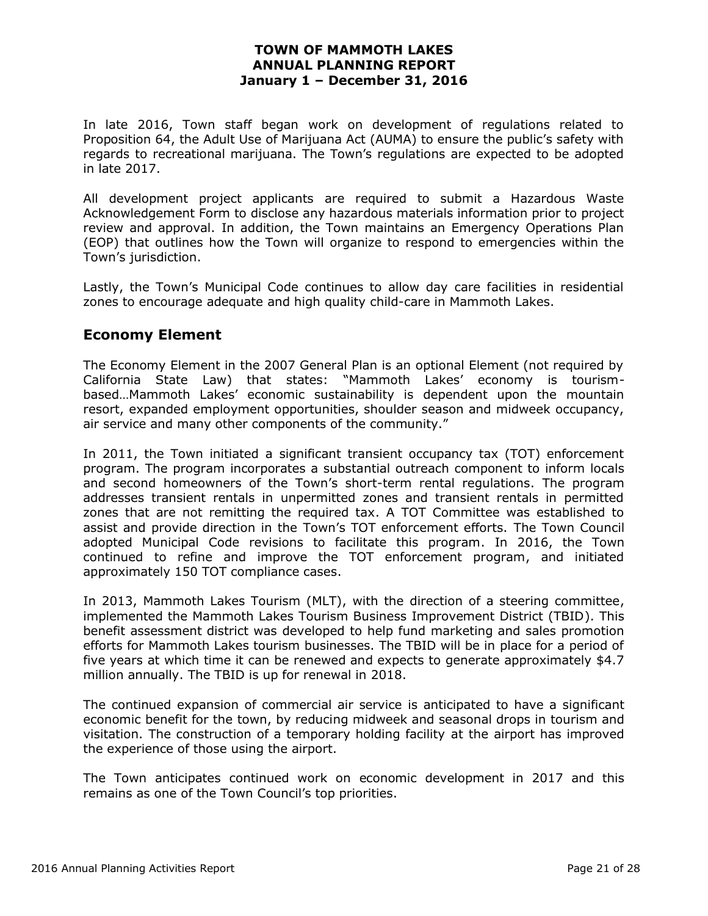In late 2016, Town staff began work on development of regulations related to Proposition 64, the Adult Use of Marijuana Act (AUMA) to ensure the public's safety with regards to recreational marijuana. The Town's regulations are expected to be adopted in late 2017.

All development project applicants are required to submit a Hazardous Waste Acknowledgement Form to disclose any hazardous materials information prior to project review and approval. In addition, the Town maintains an Emergency Operations Plan (EOP) that outlines how the Town will organize to respond to emergencies within the Town's jurisdiction.

Lastly, the Town's Municipal Code continues to allow day care facilities in residential zones to encourage adequate and high quality child-care in Mammoth Lakes.

## Economy Element

The Economy Element in the 2007 General Plan is an optional Element (not required by California State Law) that states: "Mammoth Lakes' economy is tourism-based…Mammoth Lakes' economic sustainability is dependent upon the mountain resort, expanded employment opportunities, shoulder season and midweek occupancy, air service and many other components of the community."

In 2011, the Town initiated a significant transient occupancy tax (TOT) enforcement program. The program incorporates a substantial outreach component to inform locals and second homeowners of the Town's short-term rental regulations. The program addresses transient rentals in unpermitted zones and transient rentals in permitted zones that are not remitting the required tax. A TOT Committee was established to assist and provide direction in the Town's TOT enforcement efforts. The Town Council adopted Municipal Code revisions to facilitate this program. In 2016, the Town continued to refine and improve the TOT enforcement program, and initiated approximately 150 TOT compliance cases.

In 2013, Mammoth Lakes Tourism (MLT), with the direction of a steering committee, implemented the Mammoth Lakes Tourism Business Improvement District (TBID). This benefit assessment district was developed to help fund marketing and sales promotion efforts for Mammoth Lakes tourism businesses. The TBID will be in place for a period of five years at which time it can be renewed and expects to generate approximately $4.7 million annually. The TBID is up for renewal in 2018.

The continued expansion of commercial air service is anticipated to have a significant economic benefit for the town, by reducing midweek and seasonal drops in tourism and visitation. The construction of a temporary holding facility at the airport has improved the experience of those using the airport.

The Town anticipates continued work on economic development in 2017 and this remains as one of the Town Council's top priorities.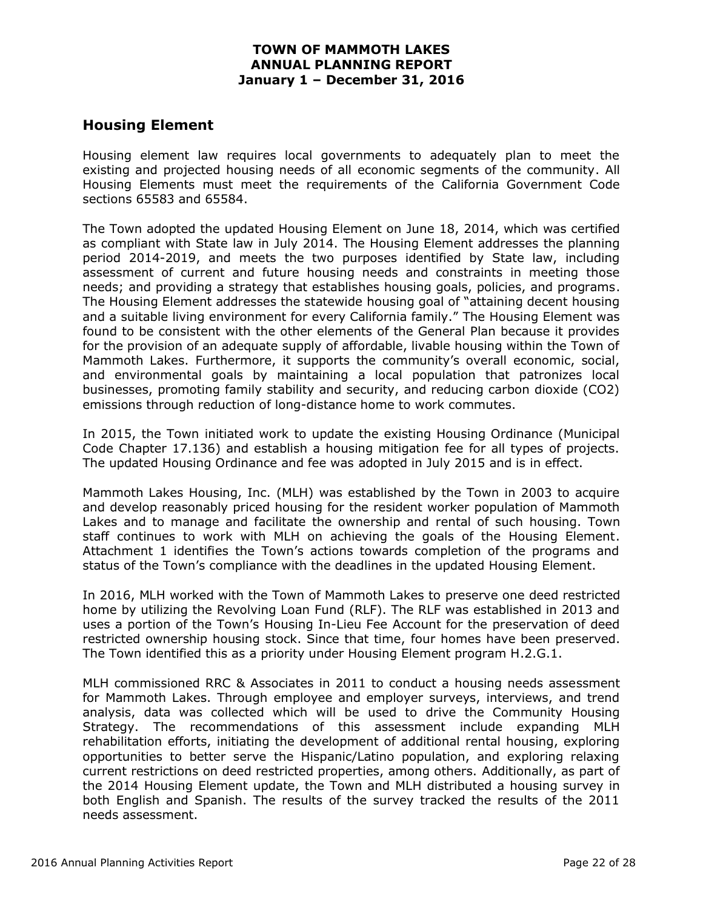# TOWN OF MAMMOTH LAKES
# ANNUAL PLANNING REPORT
# January 1 – December 31, 2016

## Housing Element

Housing element law requires local governments to adequately plan to meet the existing and projected housing needs of all economic segments of the community. All Housing Elements must meet the requirements of the California Government Code sections 65583 and 65584.

The Town adopted the updated Housing Element on June 18, 2014, which was certified as compliant with State law in July 2014. The Housing Element addresses the planning period 2014-2019, and meets the two purposes identified by State law, including assessment of current and future housing needs and constraints in meeting those needs; and providing a strategy that establishes housing goals, policies, and programs. The Housing Element addresses the statewide housing goal of "attaining decent housing and a suitable living environment for every California family." The Housing Element was found to be consistent with the other elements of the General Plan because it provides for the provision of an adequate supply of affordable, livable housing within the Town of Mammoth Lakes. Furthermore, it supports the community's overall economic, social, and environmental goals by maintaining a local population that patronizes local businesses, promoting family stability and security, and reducing carbon dioxide ($CO_2$) emissions through reduction of long-distance home to work commutes.

In 2015, the Town initiated work to update the existing Housing Ordinance (Municipal Code Chapter 17.136) and establish a housing mitigation fee for all types of projects. The updated Housing Ordinance and fee was adopted in July 2015 and is in effect.

Mammoth Lakes Housing, Inc. (MLH) was established by the Town in 2003 to acquire and develop reasonably priced housing for the resident worker population of Mammoth Lakes and to manage and facilitate the ownership and rental of such housing. Town staff continues to work with MLH on achieving the goals of the Housing Element. Attachment 1 identifies the Town's actions towards completion of the programs and status of the Town's compliance with the deadlines in the updated Housing Element.

In 2016, MLH worked with the Town of Mammoth Lakes to preserve one deed restricted home by utilizing the Revolving Loan Fund (RLF). The RLF was established in 2013 and uses a portion of the Town's Housing In-Lieu Fee Account for the preservation of deed restricted ownership housing stock. Since that time, four homes have been preserved. The Town identified this as a priority under Housing Element program H.2.G.1.

MLH commissioned RRC & Associates in 2011 to conduct a housing needs assessment for Mammoth Lakes. Through employee and employer surveys, interviews, and trend analysis, data was collected which will be used to drive the Community Housing Strategy. The recommendations of this assessment include expanding MLH rehabilitation efforts, initiating the development of additional rental housing, exploring opportunities to better serve the Hispanic/Latino population, and exploring relaxing current restrictions on deed restricted properties, among others. Additionally, as part of the 2014 Housing Element update, the Town and MLH distributed a housing survey in both English and Spanish. The results of the survey tracked the results of the 2011 needs assessment.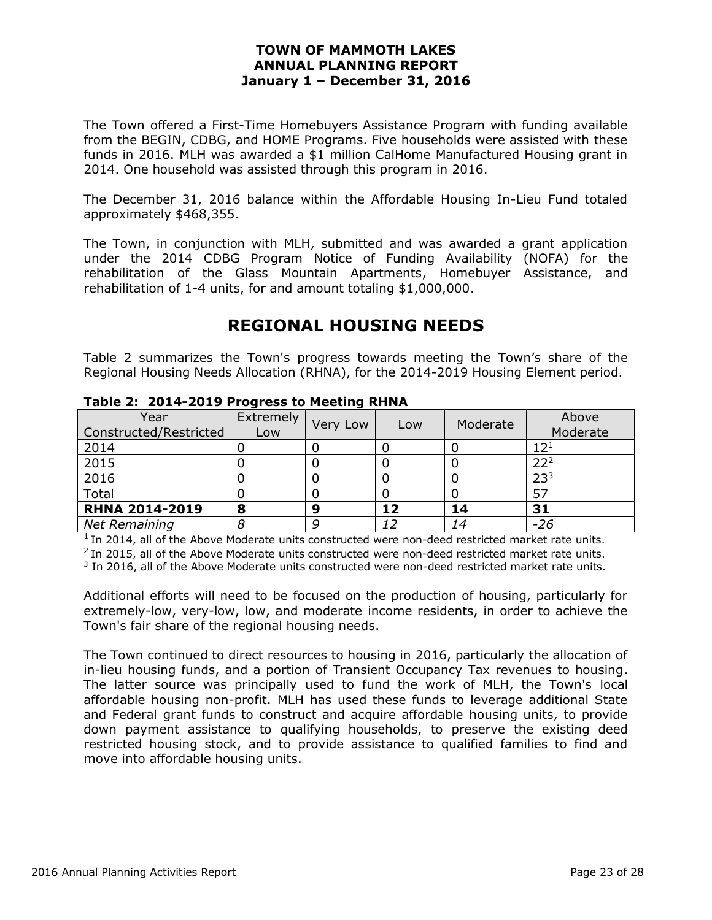The Town offered a First-Time Homebuyers Assistance Program with funding available from the BEGIN, CDBG, and HOME Programs. Five households were assisted with these funds in 2016. MLH was awarded a $1 million CalHome Manufactured Housing grant in 2014. One household was assisted through this program in 2016.

The December 31, 2016 balance within the Affordable Housing In-Lieu Fund totaled approximately $468,355.

The Town, in conjunction with MLH, submitted and was awarded a grant application under the 2014 CDBG Program Notice of Funding Availability (NOFA) for the rehabilitation of the Glass Mountain Apartments, Homebuyer Assistance, and rehabilitation of 1-4 units, for and amount totaling $1,000,000.

# REGIONAL HOUSING NEEDS

Table 2 summarizes the Town's progress towards meeting the Town's share of the Regional Housing Needs Allocation (RHNA), for the 2014-2019 Housing Element period.

**Table 2: 2014-2019 Progress to Meeting RHNA**

| Year Constructed/Restricted | Extremely Low | Very Low | Low | Moderate | Above Moderate |
|---|---|---|---|---|---|
| 2014 | 0 | 0 | 0 | 0 | 12[1] |
| 2015 | 0 | 0 | 0 | 0 | 22[2] |
| 2016 | 0 | 0 | 0 | 0 | 23[3] |
| Total | 0 | 0 | 0 | 0 | 57 |
| **RHNA 2014-2019** | **8** | **9** | **12** | **14** | **31** |
| *Net Remaining* | *8* | *9* | *12* | *14* | *-26* |

[1] In 2014, all of the Above Moderate units constructed were non-deed restricted market rate units.
[2] In 2015, all of the Above Moderate units constructed were non-deed restricted market rate units.
[3] In 2016, all of the Above Moderate units constructed were non-deed restricted market rate units.

Additional efforts will need to be focused on the production of housing, particularly for extremely-low, very-low, low, and moderate income residents, in order to achieve the Town's fair share of the regional housing needs.

The Town continued to direct resources to housing in 2016, particularly the allocation of in-lieu housing funds, and a portion of Transient Occupancy Tax revenues to housing. The latter source was principally used to fund the work of MLH, the Town's local affordable housing non-profit. MLH has used these funds to leverage additional State and Federal grant funds to construct and acquire affordable housing units, to provide down payment assistance to qualifying households, to preserve the existing deed restricted housing stock, and to provide assistance to qualified families to find and move into affordable housing units.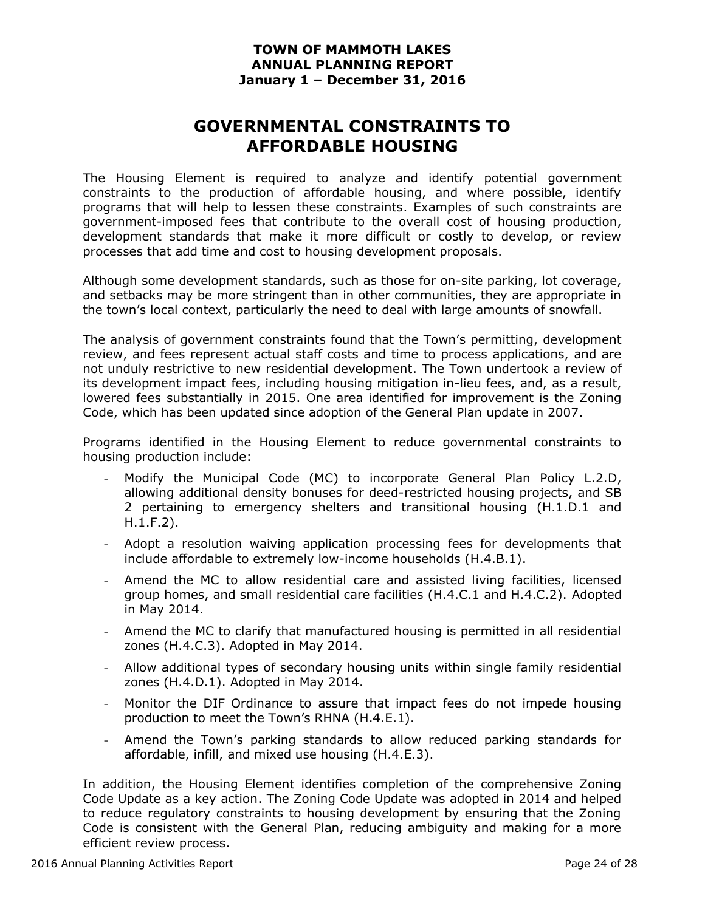**TOWN OF MAMMOTH LAKES**
**ANNUAL PLANNING REPORT**
**January 1 – December 31, 2016**

# GOVERNMENTAL CONSTRAINTS TO AFFORDABLE HOUSING

The Housing Element is required to analyze and identify potential government constraints to the production of affordable housing, and where possible, identify programs that will help to lessen these constraints. Examples of such constraints are government-imposed fees that contribute to the overall cost of housing production, development standards that make it more difficult or costly to develop, or review processes that add time and cost to housing development proposals.

Although some development standards, such as those for on-site parking, lot coverage, and setbacks may be more stringent than in other communities, they are appropriate in the town's local context, particularly the need to deal with large amounts of snowfall.

The analysis of government constraints found that the Town's permitting, development review, and fees represent actual staff costs and time to process applications, and are not unduly restrictive to new residential development. The Town undertook a review of its development impact fees, including housing mitigation in-lieu fees, and, as a result, lowered fees substantially in 2015. One area identified for improvement is the Zoning Code, which has been updated since adoption of the General Plan update in 2007.

Programs identified in the Housing Element to reduce governmental constraints to housing production include:

- Modify the Municipal Code (MC) to incorporate General Plan Policy L.2.D, allowing additional density bonuses for deed-restricted housing projects, and SB 2 pertaining to emergency shelters and transitional housing (H.1.D.1 and H.1.F.2).
- Adopt a resolution waiving application processing fees for developments that include affordable to extremely low-income households (H.4.B.1).
- Amend the MC to allow residential care and assisted living facilities, licensed group homes, and small residential care facilities (H.4.C.1 and H.4.C.2). Adopted in May 2014.
- Amend the MC to clarify that manufactured housing is permitted in all residential zones (H.4.C.3). Adopted in May 2014.
- Allow additional types of secondary housing units within single family residential zones (H.4.D.1). Adopted in May 2014.
- Monitor the DIF Ordinance to assure that impact fees do not impede housing production to meet the Town's RHNA (H.4.E.1).
- Amend the Town's parking standards to allow reduced parking standards for affordable, infill, and mixed use housing (H.4.E.3).

In addition, the Housing Element identifies completion of the comprehensive Zoning Code Update as a key action. The Zoning Code Update was adopted in 2014 and helped to reduce regulatory constraints to housing development by ensuring that the Zoning Code is consistent with the General Plan, reducing ambiguity and making for a more efficient review process.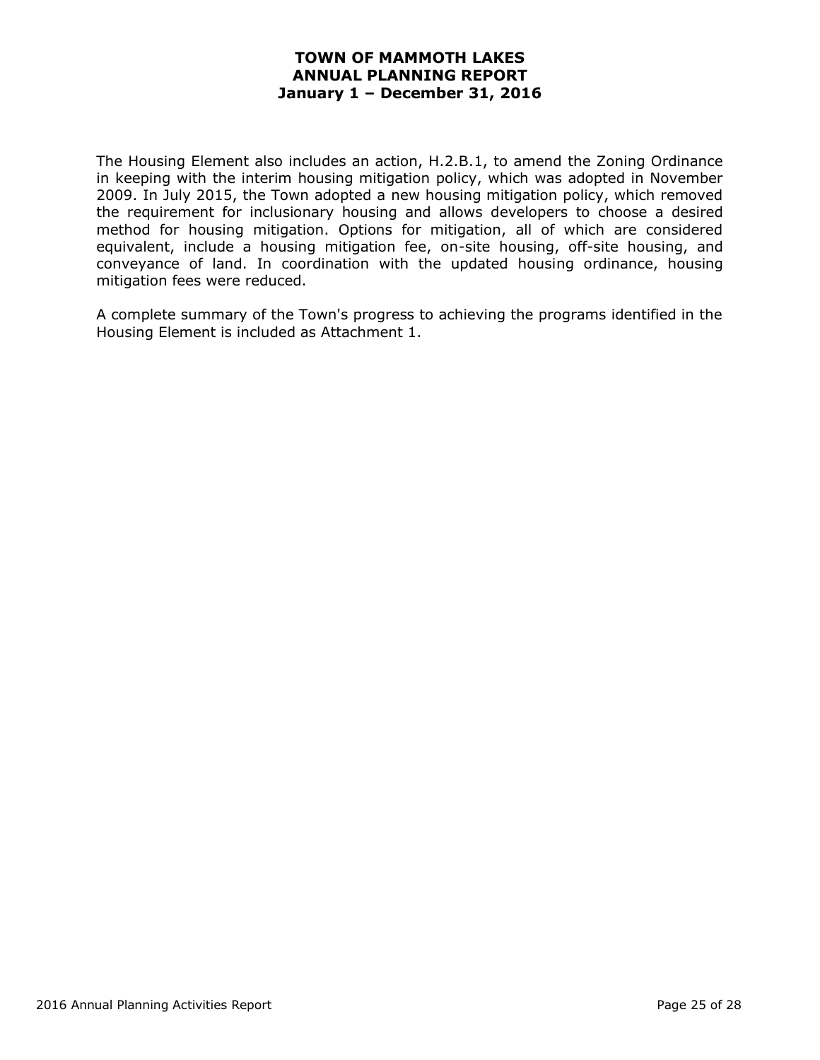The Housing Element also includes an action, H.2.B.1, to amend the Zoning Ordinance in keeping with the interim housing mitigation policy, which was adopted in November 2009. In July 2015, the Town adopted a new housing mitigation policy, which removed the requirement for inclusionary housing and allows developers to choose a desired method for housing mitigation. Options for mitigation, all of which are considered equivalent, include a housing mitigation fee, on-site housing, off-site housing, and conveyance of land. In coordination with the updated housing ordinance, housing mitigation fees were reduced.

A complete summary of the Town's progress to achieving the programs identified in the Housing Element is included as Attachment 1.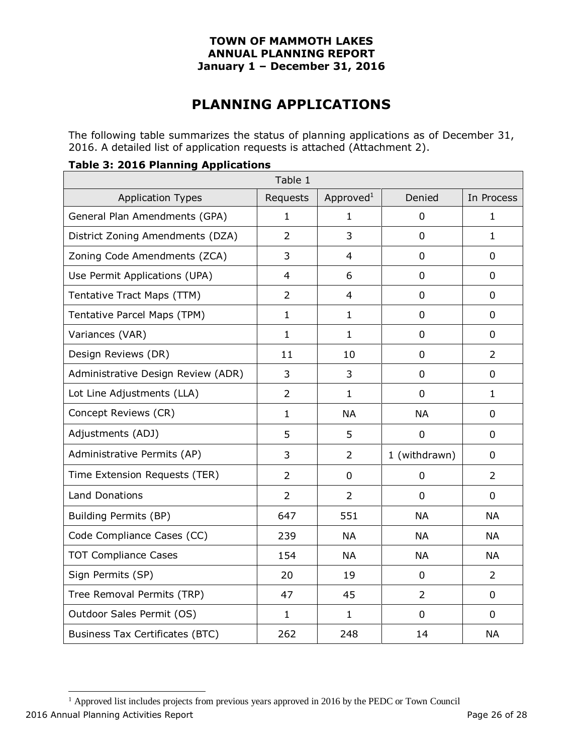# PLANNING APPLICATIONS

The following table summarizes the status of planning applications as of December 31, 2016. A detailed list of application requests is attached (Attachment 2).

**Table 3: 2016 Planning Applications**

| Table 1 | | | | |
|---|---|---|---|---|
| Application Types | Requests | Approved[1] | Denied | In Process |
| General Plan Amendments (GPA) | 1 | 1 | 0 | 1 |
| District Zoning Amendments (DZA) | 2 | 3 | 0 | 1 |
| Zoning Code Amendments (ZCA) | 3 | 4 | 0 | 0 |
| Use Permit Applications (UPA) | 4 | 6 | 0 | 0 |
| Tentative Tract Maps (TTM) | 2 | 4 | 0 | 0 |
| Tentative Parcel Maps (TPM) | 1 | 1 | 0 | 0 |
| Variances (VAR) | 1 | 1 | 0 | 0 |
| Design Reviews (DR) | 11 | 10 | 0 | 2 |
| Administrative Design Review (ADR) | 3 | 3 | 0 | 0 |
| Lot Line Adjustments (LLA) | 2 | 1 | 0 | 1 |
| Concept Reviews (CR) | 1 | NA | NA | 0 |
| Adjustments (ADJ) | 5 | 5 | 0 | 0 |
| Administrative Permits (AP) | 3 | 2 | 1 (withdrawn) | 0 |
| Time Extension Requests (TER) | 2 | 0 | 0 | 2 |
| Land Donations | 2 | 2 | 0 | 0 |
| Building Permits (BP) | 647 | 551 | NA | NA |
| Code Compliance Cases (CC) | 239 | NA | NA | NA |
| TOT Compliance Cases | 154 | NA | NA | NA |
| Sign Permits (SP) | 20 | 19 | 0 | 2 |
| Tree Removal Permits (TRP) | 47 | 45 | 2 | 0 |
| Outdoor Sales Permit (OS) | 1 | 1 | 0 | 0 |
| Business Tax Certificates (BTC) | 262 | 248 | 14 | NA |

[1] Approved list includes projects from previous years approved in 2016 by the PEDC or Town Council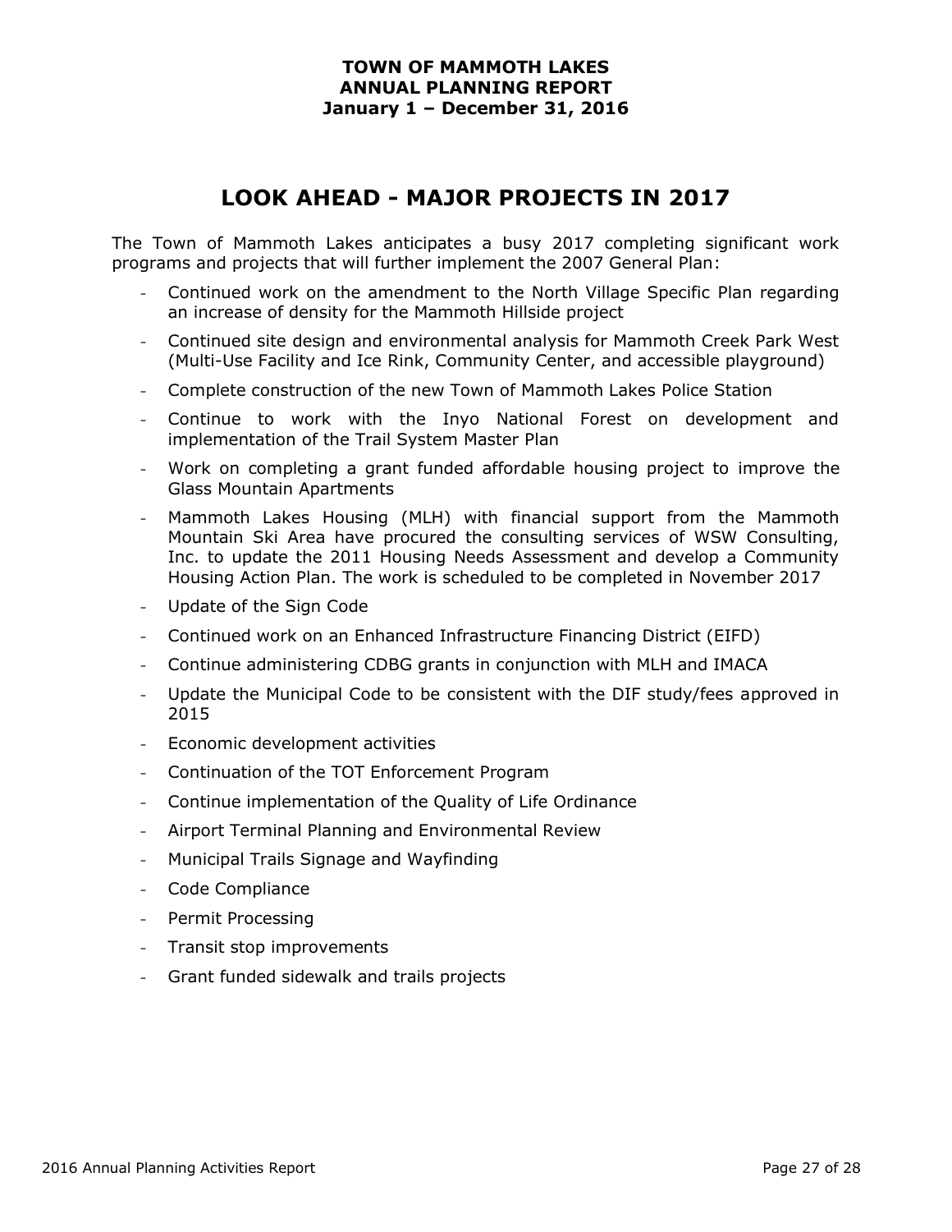# LOOK AHEAD - MAJOR PROJECTS IN 2017

The Town of Mammoth Lakes anticipates a busy 2017 completing significant work programs and projects that will further implement the 2007 General Plan:

- Continued work on the amendment to the North Village Specific Plan regarding an increase of density for the Mammoth Hillside project
- Continued site design and environmental analysis for Mammoth Creek Park West (Multi-Use Facility and Ice Rink, Community Center, and accessible playground)
- Complete construction of the new Town of Mammoth Lakes Police Station
- Continue to work with the Inyo National Forest on development and implementation of the Trail System Master Plan
- Work on completing a grant funded affordable housing project to improve the Glass Mountain Apartments
- Mammoth Lakes Housing (MLH) with financial support from the Mammoth Mountain Ski Area have procured the consulting services of WSW Consulting, Inc. to update the 2011 Housing Needs Assessment and develop a Community Housing Action Plan. The work is scheduled to be completed in November 2017
- Update of the Sign Code
- Continued work on an Enhanced Infrastructure Financing District (EIFD)
- Continue administering CDBG grants in conjunction with MLH and IMACA
- Update the Municipal Code to be consistent with the DIF study/fees approved in 2015
- Economic development activities
- Continuation of the TOT Enforcement Program
- Continue implementation of the Quality of Life Ordinance
- Airport Terminal Planning and Environmental Review
- Municipal Trails Signage and Wayfinding
- Code Compliance
- Permit Processing
- Transit stop improvements
- Grant funded sidewalk and trails projects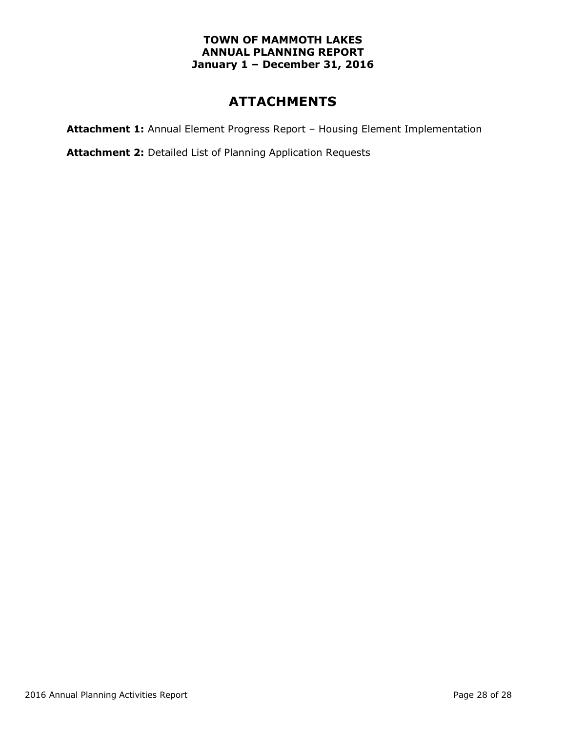**TOWN OF MAMMOTH LAKES**
**ANNUAL PLANNING REPORT**
**January 1 – December 31, 2016**

# ATTACHMENTS

**Attachment 1:** Annual Element Progress Report – Housing Element Implementation

**Attachment 2:** Detailed List of Planning Application Requests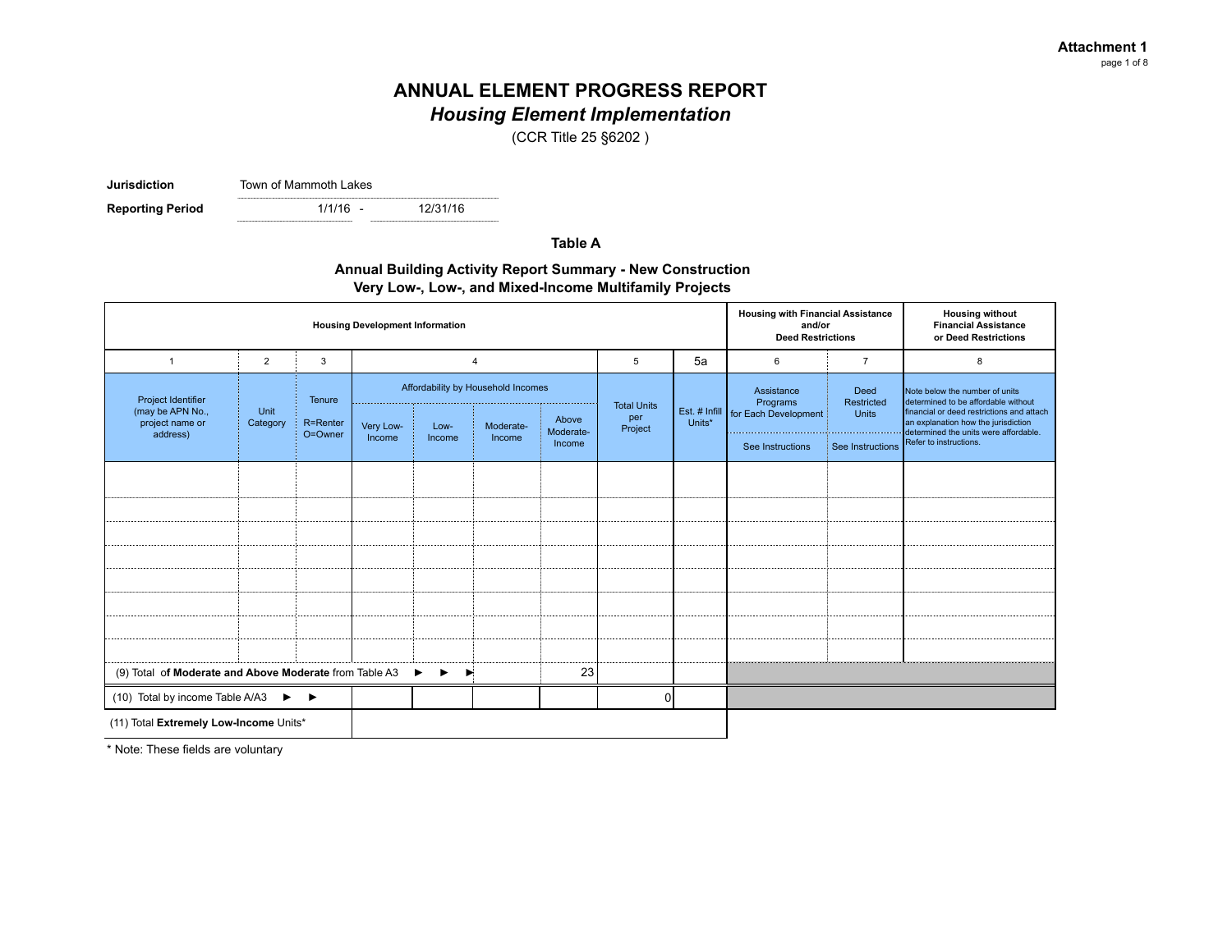**Attachment 1**
page 1 of 8

# ANNUAL ELEMENT PROGRESS REPORT
## *Housing Element Implementation*

(CCR Title 25 §6202 )

**Jurisdiction** Town of Mammoth Lakes

**Reporting Period** 1/1/16 - 12/31/16

### Table A

### Annual Building Activity Report Summary - New Construction
### Very Low-, Low-, and Mixed-Income Multifamily Projects

| Housing Development Information | | | | | | | | | Housing with Financial Assistance and/or Deed Restrictions | | Housing without Financial Assistance or Deed Restrictions |
|---|---|---|---|---|---|---|---|---|---|---|---|
| 1 | 2 | 3 | 4 | | | | 5 | 5a | 6 | 7 | 8 |
| Project Identifier (may be APN No., project name or address) | Unit Category | Tenure R=Renter O=Owner | Affordability by Household Incomes | | | | Total Units per Project | Est. # Infill Units* | Assistance Programs for Each Development | Deed Restricted Units | Note below the number of units determined to be affordable without financial or deed restrictions and attach an explanation how the jurisdiction determined the units were affordable. Refer to instructions. |
| | | | Very Low-Income | Low-Income | Moderate-Income | Above Moderate-Income | | | See Instructions | See Instructions | |
| | | | | | | | | | | | |
| | | | | | | | | | | | |
| | | | | | | | | | | | |
| | | | | | | | | | | | |
| | | | | | | | | | | | |
| | | | | | | | | | | | |
| | | | | | | | | | | | |
| | | | | | | | | | | | |
| (9) Total of **Moderate and Above Moderate** from Table A3 ► ► ► | | | | | | 23 | | | | | |
| (10) Total by income Table A/A3 ► ► | | | | | | | 0 | | | | |
| (11) Total **Extremely Low-Income** Units* | | | | | | | | | | | |

\* Note: These fields are voluntary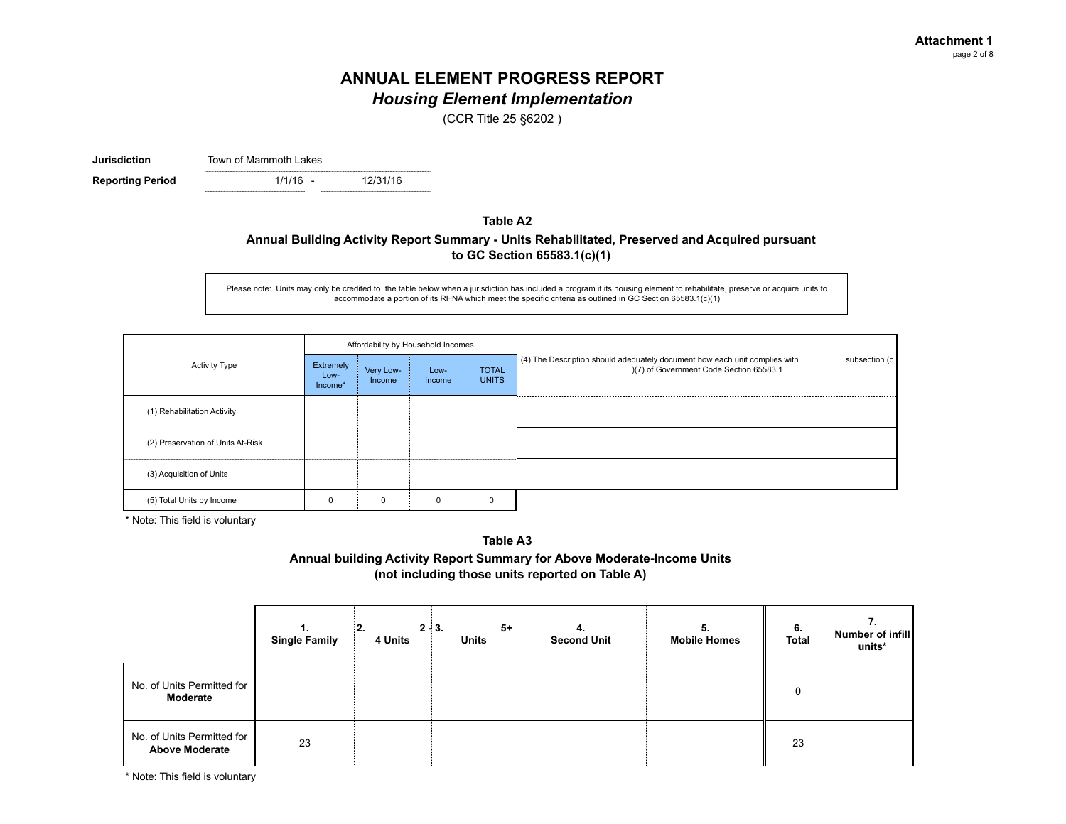**Attachment 1**
page 2 of 8

# ANNUAL ELEMENT PROGRESS REPORT
## *Housing Element Implementation*

(CCR Title 25 §6202 )

**Jurisdiction** Town of Mammoth Lakes

**Reporting Period** 1/1/16 - 12/31/16

### Table A2

**Annual Building Activity Report Summary - Units Rehabilitated, Preserved and Acquired pursuant to GC Section 65583.1(c)(1)**

Please note: Units may only be credited to the table below when a jurisdiction has included a program it its housing element to rehabilitate, preserve or acquire units to accommodate a portion of its RHNA which meet the specific criteria as outlined in GC Section 65583.1(c)(1)

| Activity Type | Affordability by Household Incomes | | | | (4) The Description should adequately document how each unit complies with subsection (c)(7) of Government Code Section 65583.1 |
|---|---|---|---|---|---|
| | Extremely Low-Income* | Very Low-Income | Low-Income | TOTAL UNITS | |
| (1) Rehabilitation Activity | | | | | |
| (2) Preservation of Units At-Risk | | | | | |
| (3) Acquisition of Units | | | | | |
| (5) Total Units by Income | 0 | 0 | 0 | 0 | |

* Note: This field is voluntary

### Table A3

**Annual building Activity Report Summary for Above Moderate-Income Units (not including those units reported on Table A)**

| | 1. Single Family | 2. 2 - 4 Units | 3. 5+ Units | 4. Second Unit | 5. Mobile Homes | 6. Total | 7. Number of infill units* |
|---|---|---|---|---|---|---|---|
| No. of Units Permitted for **Moderate** | | | | | | 0 | |
| No. of Units Permitted for **Above Moderate** | 23 | | | | | 23 | |

* Note: This field is voluntary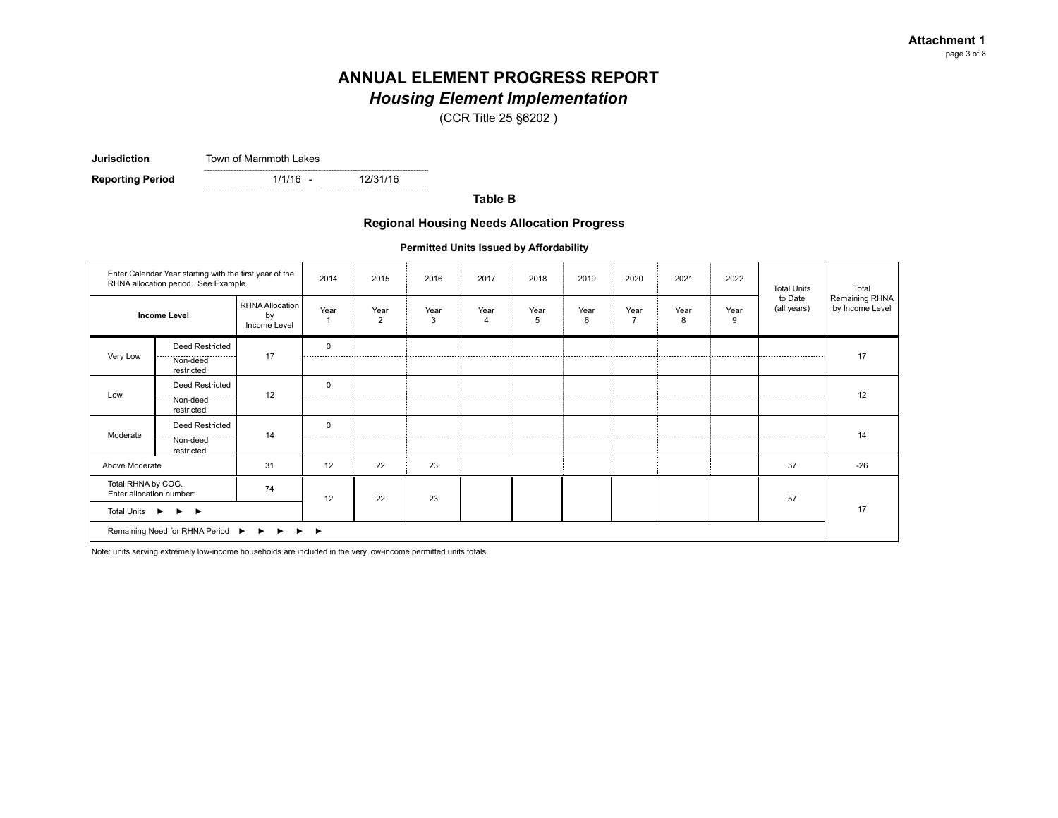# ANNUAL ELEMENT PROGRESS REPORT

## *Housing Element Implementation*

(CCR Title 25 §6202 )

**Jurisdiction** Town of Mammoth Lakes

**Reporting Period** 1/1/16 - 12/31/16

### Table B

### Regional Housing Needs Allocation Progress

#### Permitted Units Issued by Affordability

| Enter Calendar Year starting with the first year of the RHNA allocation period. See Example. | | | 2014 | 2015 | 2016 | 2017 | 2018 | 2019 | 2020 | 2021 | 2022 | Total Units to Date (all years) | Total Remaining RHNA by Income Level |
|---|---|---|---|---|---|---|---|---|---|---|---|---|---|
| Income Level | | RHNA Allocation by Income Level | Year 1 | Year 2 | Year 3 | Year 4 | Year 5 | Year 6 | Year 7 | Year 8 | Year 9 | | |
| Very Low | Deed Restricted | 17 | 0 | | | | | | | | | | 17 |
| | Non-deed restricted | | | | | | | | | | | | |
| Low | Deed Restricted | 12 | 0 | | | | | | | | | | 12 |
| | Non-deed restricted | | | | | | | | | | | | |
| Moderate | Deed Restricted | 14 | 0 | | | | | | | | | | 14 |
| | Non-deed restricted | | | | | | | | | | | | |
| Above Moderate | | 31 | 12 | 22 | 23 | | | | | | | 57 | -26 |
| Total RHNA by COG. Enter allocation number: | | 74 | 12 | 22 | 23 | | | | | | | 57 | 17 |
| Total Units ► ► ► | | | | | | | | | | | | | |
| Remaining Need for RHNA Period ► ► ► ► ► | | | | | | | | | | | | | |

Note: units serving extremely low-income households are included in the very low-income permitted units totals.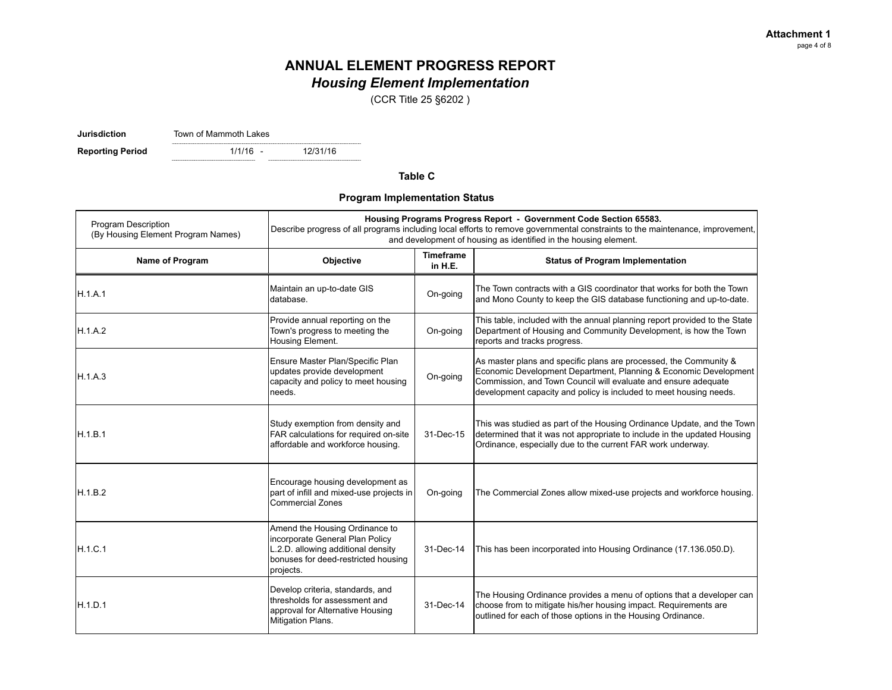**Attachment 1**

# ANNUAL ELEMENT PROGRESS REPORT
## *Housing Element Implementation*

(CCR Title 25 §6202 )

**Jurisdiction** Town of Mammoth Lakes

**Reporting Period** 1/1/16 - 12/31/16

### Table C

### Program Implementation Status

| Program Description (By Housing Element Program Names) | Housing Programs Progress Report - Government Code Section 65583. Describe progress of all programs including local efforts to remove governmental constraints to the maintenance, improvement, and development of housing as identified in the housing element. | | |
|---|---|---|---|
| **Name of Program** | **Objective** | **Timeframe in H.E.** | **Status of Program Implementation** |
| H.1.A.1 | Maintain an up-to-date GIS database. | On-going | The Town contracts with a GIS coordinator that works for both the Town and Mono County to keep the GIS database functioning and up-to-date. |
| H.1.A.2 | Provide annual reporting on the Town's progress to meeting the Housing Element. | On-going | This table, included with the annual planning report provided to the State Department of Housing and Community Development, is how the Town reports and tracks progress. |
| H.1.A.3 | Ensure Master Plan/Specific Plan updates provide development capacity and policy to meet housing needs. | On-going | As master plans and specific plans are processed, the Community & Economic Development Department, Planning & Economic Development Commission, and Town Council will evaluate and ensure adequate development capacity and policy is included to meet housing needs. |
| H.1.B.1 | Study exemption from density and FAR calculations for required on-site affordable and workforce housing. | 31-Dec-15 | This was studied as part of the Housing Ordinance Update, and the Town determined that it was not appropriate to include in the updated Housing Ordinance, especially due to the current FAR work underway. |
| H.1.B.2 | Encourage housing development as part of infill and mixed-use projects in Commercial Zones | On-going | The Commercial Zones allow mixed-use projects and workforce housing. |
| H.1.C.1 | Amend the Housing Ordinance to incorporate General Plan Policy L.2.D. allowing additional density bonuses for deed-restricted housing projects. | 31-Dec-14 | This has been incorporated into Housing Ordinance (17.136.050.D). |
| H.1.D.1 | Develop criteria, standards, and thresholds for assessment and approval for Alternative Housing Mitigation Plans. | 31-Dec-14 | The Housing Ordinance provides a menu of options that a developer can choose from to mitigate his/her housing impact. Requirements are outlined for each of those options in the Housing Ordinance. |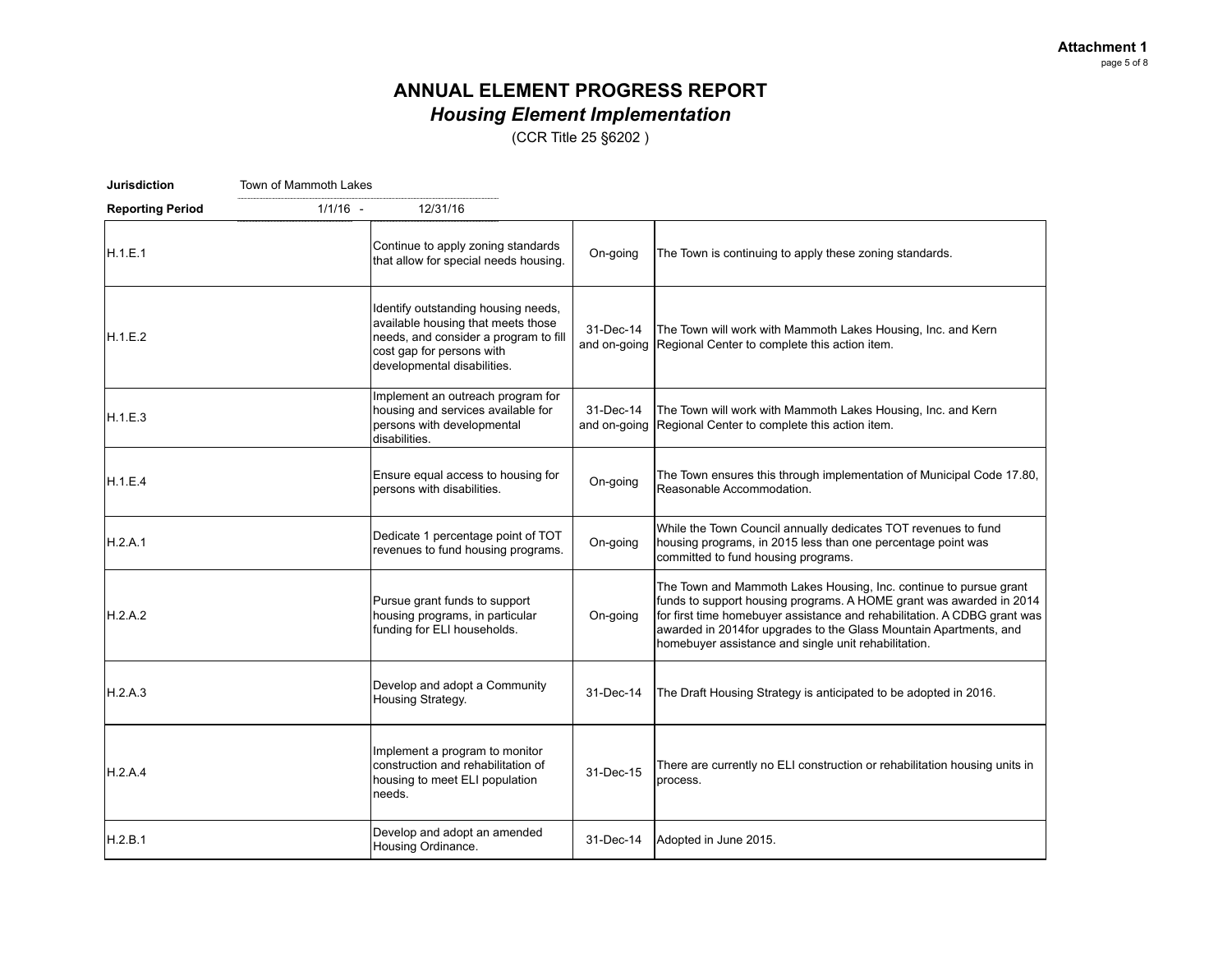**Attachment 1**

# ANNUAL ELEMENT PROGRESS REPORT
## *Housing Element Implementation*

(CCR Title 25 §6202 )

**Jurisdiction** Town of Mammoth Lakes

**Reporting Period** 1/1/16 - 12/31/16

| | | | |
|---|---|---|---|
| H.1.E.1 | Continue to apply zoning standards that allow for special needs housing. | On-going | The Town is continuing to apply these zoning standards. |
| H.1.E.2 | Identify outstanding housing needs, available housing that meets those needs, and consider a program to fill cost gap for persons with developmental disabilities. | 31-Dec-14 and on-going | The Town will work with Mammoth Lakes Housing, Inc. and Kern Regional Center to complete this action item. |
| H.1.E.3 | Implement an outreach program for housing and services available for persons with developmental disabilities. | 31-Dec-14 and on-going | The Town will work with Mammoth Lakes Housing, Inc. and Kern Regional Center to complete this action item. |
| H.1.E.4 | Ensure equal access to housing for persons with disabilities. | On-going | The Town ensures this through implementation of Municipal Code 17.80, Reasonable Accommodation. |
| H.2.A.1 | Dedicate 1 percentage point of TOT revenues to fund housing programs. | On-going | While the Town Council annually dedicates TOT revenues to fund housing programs, in 2015 less than one percentage point was committed to fund housing programs. |
| H.2.A.2 | Pursue grant funds to support housing programs, in particular funding for ELI households. | On-going | The Town and Mammoth Lakes Housing, Inc. continue to pursue grant funds to support housing programs. A HOME grant was awarded in 2014 for first time homebuyer assistance and rehabilitation. A CDBG grant was awarded in 2014for upgrades to the Glass Mountain Apartments, and homebuyer assistance and single unit rehabilitation. |
| H.2.A.3 | Develop and adopt a Community Housing Strategy. | 31-Dec-14 | The Draft Housing Strategy is anticipated to be adopted in 2016. |
| H.2.A.4 | Implement a program to monitor construction and rehabilitation of housing to meet ELI population needs. | 31-Dec-15 | There are currently no ELI construction or rehabilitation housing units in process. |
| H.2.B.1 | Develop and adopt an amended Housing Ordinance. | 31-Dec-14 | Adopted in June 2015. |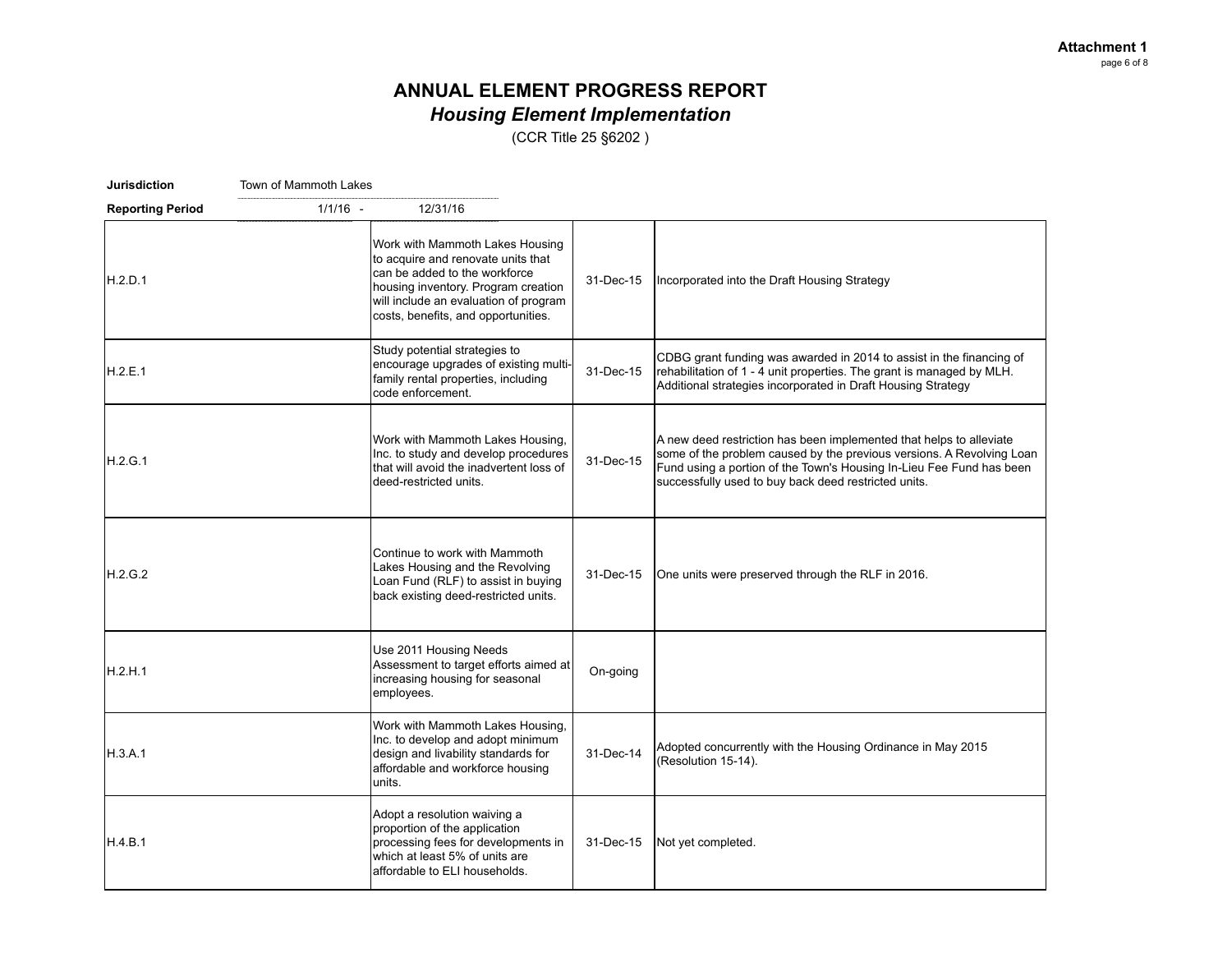**Attachment 1**

# ANNUAL ELEMENT PROGRESS REPORT

## *Housing Element Implementation*

(CCR Title 25 §6202 )

**Jurisdiction** Town of Mammoth Lakes

**Reporting Period** 1/1/16 - 12/31/16

| | | | |
|---|---|---|---|
| H.2.D.1 | Work with Mammoth Lakes Housing to acquire and renovate units that can be added to the workforce housing inventory. Program creation will include an evaluation of program costs, benefits, and opportunities. | 31-Dec-15 | Incorporated into the Draft Housing Strategy |
| H.2.E.1 | Study potential strategies to encourage upgrades of existing multi-family rental properties, including code enforcement. | 31-Dec-15 | CDBG grant funding was awarded in 2014 to assist in the financing of rehabilitation of 1 - 4 unit properties. The grant is managed by MLH. Additional strategies incorporated in Draft Housing Strategy |
| H.2.G.1 | Work with Mammoth Lakes Housing, Inc. to study and develop procedures that will avoid the inadvertent loss of deed-restricted units. | 31-Dec-15 | A new deed restriction has been implemented that helps to alleviate some of the problem caused by the previous versions. A Revolving Loan Fund using a portion of the Town's Housing In-Lieu Fee Fund has been successfully used to buy back deed restricted units. |
| H.2.G.2 | Continue to work with Mammoth Lakes Housing and the Revolving Loan Fund (RLF) to assist in buying back existing deed-restricted units. | 31-Dec-15 | One units were preserved through the RLF in 2016. |
| H.2.H.1 | Use 2011 Housing Needs Assessment to target efforts aimed at increasing housing for seasonal employees. | On-going | |
| H.3.A.1 | Work with Mammoth Lakes Housing, Inc. to develop and adopt minimum design and livability standards for affordable and workforce housing units. | 31-Dec-14 | Adopted concurrently with the Housing Ordinance in May 2015 (Resolution 15-14). |
| H.4.B.1 | Adopt a resolution waiving a proportion of the application processing fees for developments in which at least 5% of units are affordable to ELI households. | 31-Dec-15 | Not yet completed. |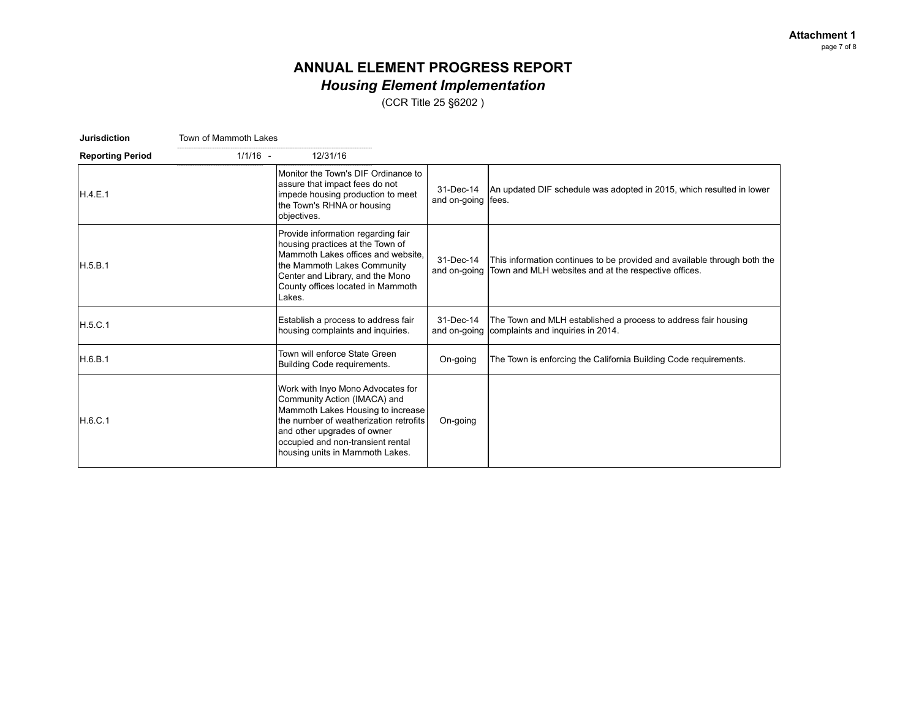**Attachment 1**

# ANNUAL ELEMENT PROGRESS REPORT
## *Housing Element Implementation*
(CCR Title 25 §6202 )

**Jurisdiction** Town of Mammoth Lakes

**Reporting Period** 1/1/16 - 12/31/16

| | | | |
|---|---|---|---|
| H.4.E.1 | Monitor the Town's DIF Ordinance to assure that impact fees do not impede housing production to meet the Town's RHNA or housing objectives. | 31-Dec-14 and on-going | An updated DIF schedule was adopted in 2015, which resulted in lower fees. |
| H.5.B.1 | Provide information regarding fair housing practices at the Town of Mammoth Lakes offices and website, the Mammoth Lakes Community Center and Library, and the Mono County offices located in Mammoth Lakes. | 31-Dec-14 and on-going | This information continues to be provided and available through both the Town and MLH websites and at the respective offices. |
| H.5.C.1 | Establish a process to address fair housing complaints and inquiries. | 31-Dec-14 and on-going | The Town and MLH established a process to address fair housing complaints and inquiries in 2014. |
| H.6.B.1 | Town will enforce State Green Building Code requirements. | On-going | The Town is enforcing the California Building Code requirements. |
| H.6.C.1 | Work with Inyo Mono Advocates for Community Action (IMACA) and Mammoth Lakes Housing to increase the number of weatherization retrofits and other upgrades of owner occupied and non-transient rental housing units in Mammoth Lakes. | On-going | |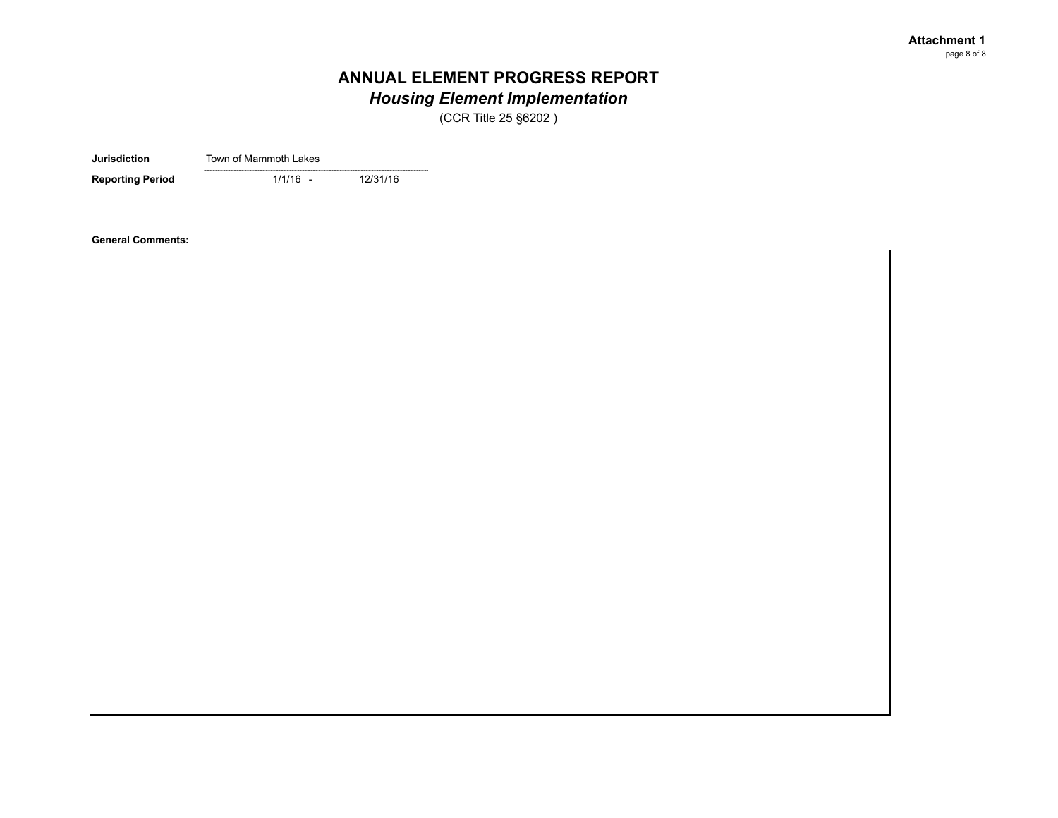# ANNUAL ELEMENT PROGRESS REPORT

## *Housing Element Implementation*

(CCR Title 25 §6202 )

| | |
|---|---|
| **Jurisdiction** | Town of Mammoth Lakes |
| **Reporting Period** | 1/1/16 - 12/31/16 |

**General Comments:**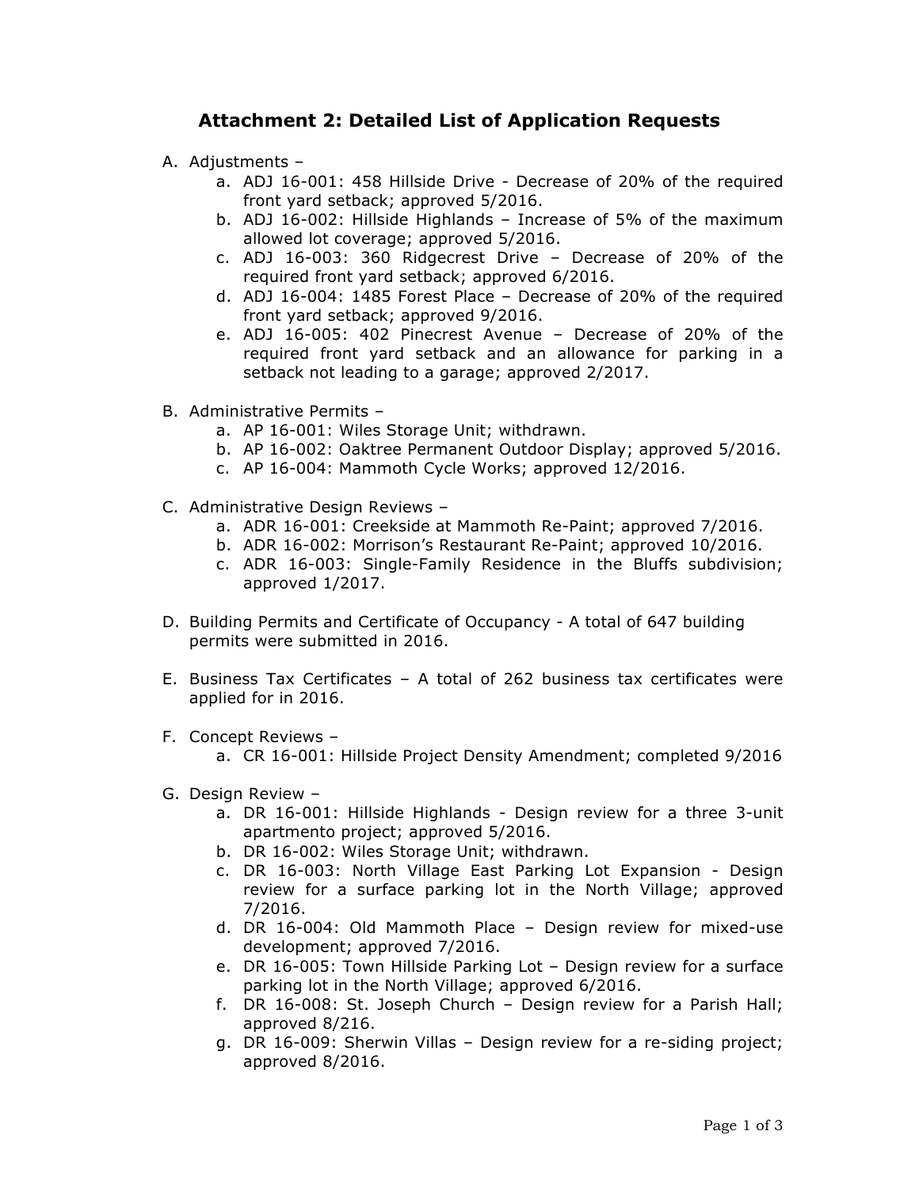## Attachment 2: Detailed List of Application Requests

A. Adjustments –
  a. ADJ 16-001: 458 Hillside Drive - Decrease of 20% of the required front yard setback; approved 5/2016.
  b. ADJ 16-002: Hillside Highlands – Increase of 5% of the maximum allowed lot coverage; approved 5/2016.
  c. ADJ 16-003: 360 Ridgecrest Drive – Decrease of 20% of the required front yard setback; approved 6/2016.
  d. ADJ 16-004: 1485 Forest Place – Decrease of 20% of the required front yard setback; approved 9/2016.
  e. ADJ 16-005: 402 Pinecrest Avenue – Decrease of 20% of the required front yard setback and an allowance for parking in a setback not leading to a garage; approved 2/2017.

B. Administrative Permits –
  a. AP 16-001: Wiles Storage Unit; withdrawn.
  b. AP 16-002: Oaktree Permanent Outdoor Display; approved 5/2016.
  c. AP 16-004: Mammoth Cycle Works; approved 12/2016.

C. Administrative Design Reviews –
  a. ADR 16-001: Creekside at Mammoth Re-Paint; approved 7/2016.
  b. ADR 16-002: Morrison's Restaurant Re-Paint; approved 10/2016.
  c. ADR 16-003: Single-Family Residence in the Bluffs subdivision; approved 1/2017.

D. Building Permits and Certificate of Occupancy - A total of 647 building permits were submitted in 2016.

E. Business Tax Certificates – A total of 262 business tax certificates were applied for in 2016.

F. Concept Reviews –
  a. CR 16-001: Hillside Project Density Amendment; completed 9/2016

G. Design Review –
  a. DR 16-001: Hillside Highlands - Design review for a three 3-unit apartmento project; approved 5/2016.
  b. DR 16-002: Wiles Storage Unit; withdrawn.
  c. DR 16-003: North Village East Parking Lot Expansion - Design review for a surface parking lot in the North Village; approved 7/2016.
  d. DR 16-004: Old Mammoth Place – Design review for mixed-use development; approved 7/2016.
  e. DR 16-005: Town Hillside Parking Lot – Design review for a surface parking lot in the North Village; approved 6/2016.
  f. DR 16-008: St. Joseph Church – Design review for a Parish Hall; approved 8/216.
  g. DR 16-009: Sherwin Villas – Design review for a re-siding project; approved 8/2016.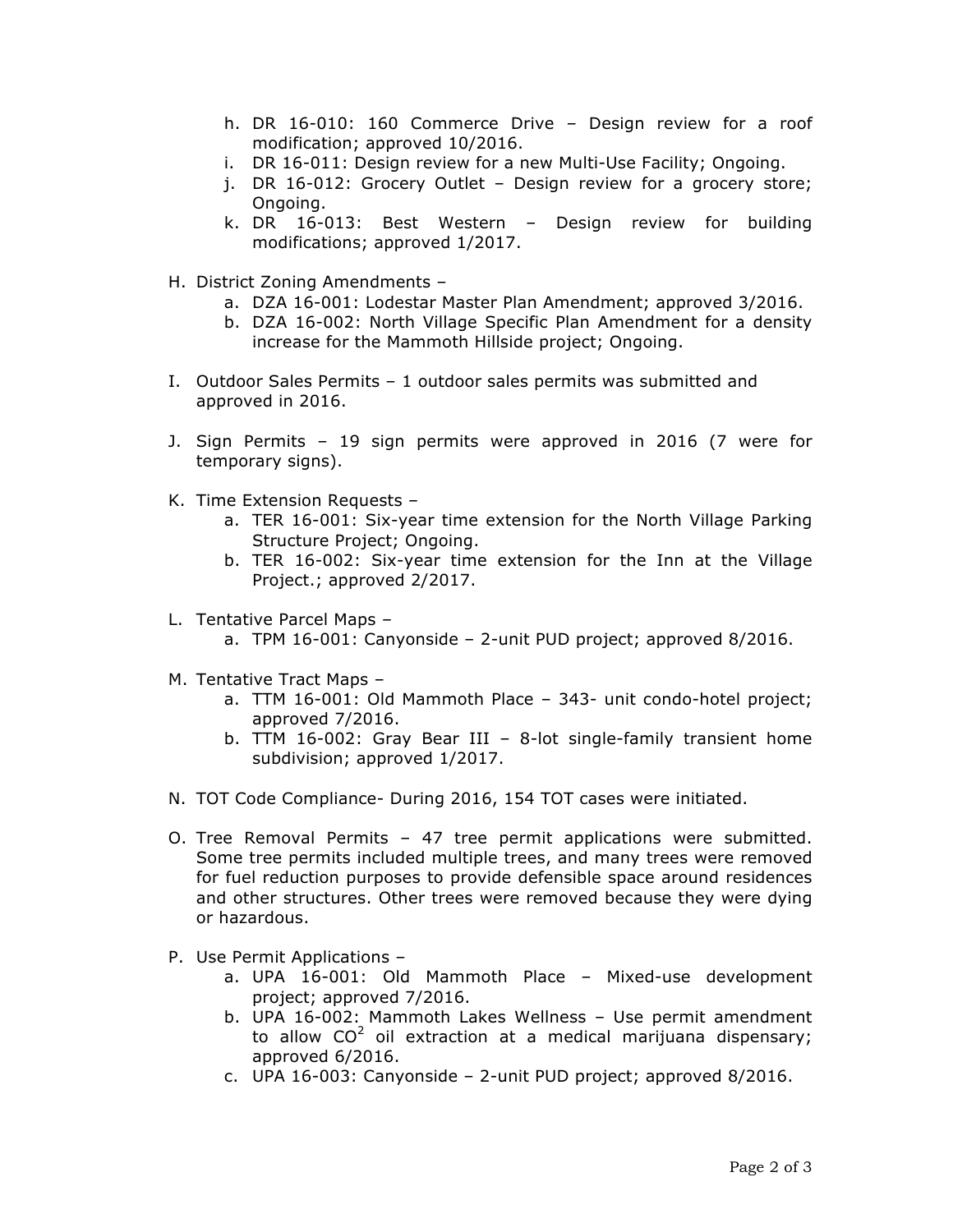h. DR 16-010: 160 Commerce Drive – Design review for a roof modification; approved 10/2016.
i. DR 16-011: Design review for a new Multi-Use Facility; Ongoing.
j. DR 16-012: Grocery Outlet – Design review for a grocery store; Ongoing.
k. DR 16-013: Best Western – Design review for building modifications; approved 1/2017.

H. District Zoning Amendments –
   a. DZA 16-001: Lodestar Master Plan Amendment; approved 3/2016.
   b. DZA 16-002: North Village Specific Plan Amendment for a density increase for the Mammoth Hillside project; Ongoing.

I. Outdoor Sales Permits – 1 outdoor sales permits was submitted and approved in 2016.

J. Sign Permits – 19 sign permits were approved in 2016 (7 were for temporary signs).

K. Time Extension Requests –
   a. TER 16-001: Six-year time extension for the North Village Parking Structure Project; Ongoing.
   b. TER 16-002: Six-year time extension for the Inn at the Village Project.; approved 2/2017.

L. Tentative Parcel Maps –
   a. TPM 16-001: Canyonside – 2-unit PUD project; approved 8/2016.

M. Tentative Tract Maps –
   a. TTM 16-001: Old Mammoth Place – 343- unit condo-hotel project; approved 7/2016.
   b. TTM 16-002: Gray Bear III – 8-lot single-family transient home subdivision; approved 1/2017.

N. TOT Code Compliance- During 2016, 154 TOT cases were initiated.

O. Tree Removal Permits – 47 tree permit applications were submitted. Some tree permits included multiple trees, and many trees were removed for fuel reduction purposes to provide defensible space around residences and other structures. Other trees were removed because they were dying or hazardous.

P. Use Permit Applications –
   a. UPA 16-001: Old Mammoth Place – Mixed-use development project; approved 7/2016.
   b. UPA 16-002: Mammoth Lakes Wellness – Use permit amendment to allow $CO^2$ oil extraction at a medical marijuana dispensary; approved 6/2016.
   c. UPA 16-003: Canyonside – 2-unit PUD project; approved 8/2016.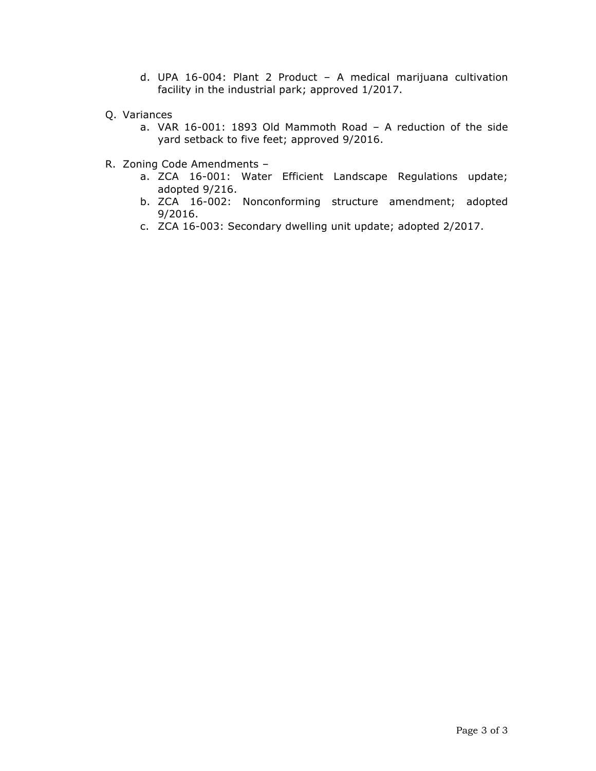d. UPA 16-004: Plant 2 Product – A medical marijuana cultivation facility in the industrial park; approved 1/2017.

Q. Variances

a. VAR 16-001: 1893 Old Mammoth Road – A reduction of the side yard setback to five feet; approved 9/2016.

R. Zoning Code Amendments –

a. ZCA 16-001: Water Efficient Landscape Regulations update; adopted 9/216.

b. ZCA 16-002: Nonconforming structure amendment; adopted 9/2016.

c. ZCA 16-003: Secondary dwelling unit update; adopted 2/2017.